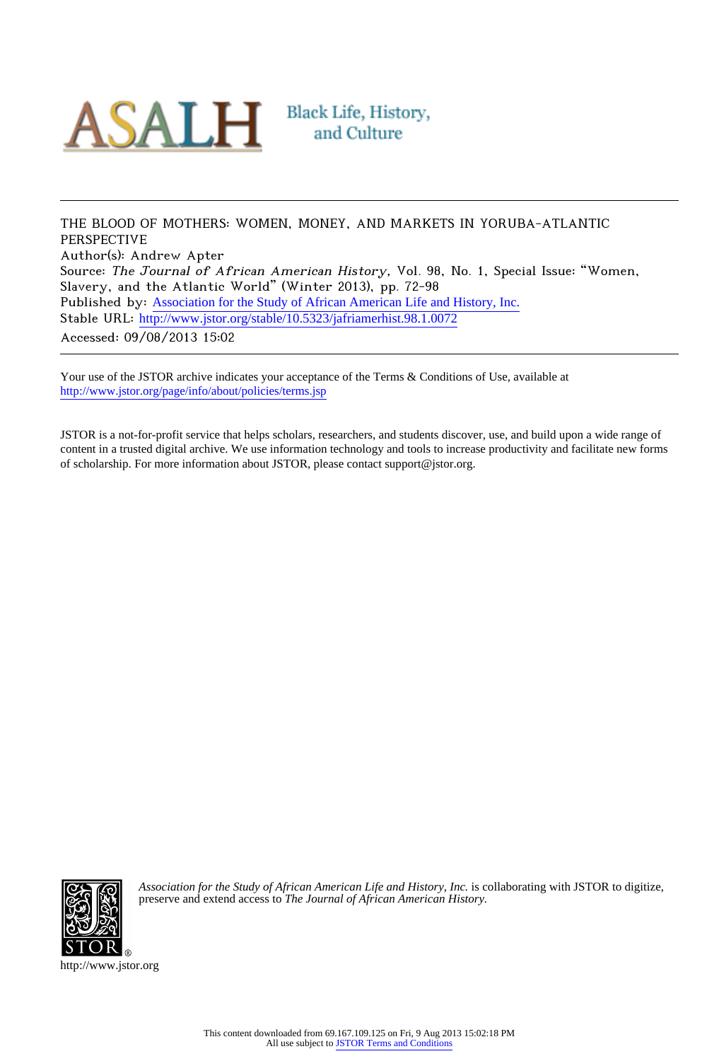ASALH Black Life, History, and Culture

---

THE BLOOD OF MOTHERS: WOMEN, MONEY, AND MARKETS IN YORUBA-ATLANTIC PERSPECTIVE
Author(s): Andrew Apter
Source: *The Journal of African American History*, Vol. 98, No. 1, Special Issue: "Women, Slavery, and the Atlantic World" (Winter 2013), pp. 72-98
Published by: Association for the Study of African American Life and History, Inc.
Stable URL: http://www.jstor.org/stable/10.5323/jafriamerhist.98.1.0072
Accessed: 09/08/2013 15:02

---

Your use of the JSTOR archive indicates your acceptance of the Terms & Conditions of Use, available at http://www.jstor.org/page/info/about/policies/terms.jsp

JSTOR is a not-for-profit service that helps scholars, researchers, and students discover, use, and build upon a wide range of content in a trusted digital archive. We use information technology and tools to increase productivity and facilitate new forms of scholarship. For more information about JSTOR, please contact support@jstor.org.

*Association for the Study of African American Life and History, Inc.* is collaborating with JSTOR to digitize, preserve and extend access to *The Journal of African American History.*

http://www.jstor.org

This content downloaded from 69.167.109.125 on Fri, 9 Aug 2013 15:02:18 PM
All use subject to JSTOR Terms and Conditions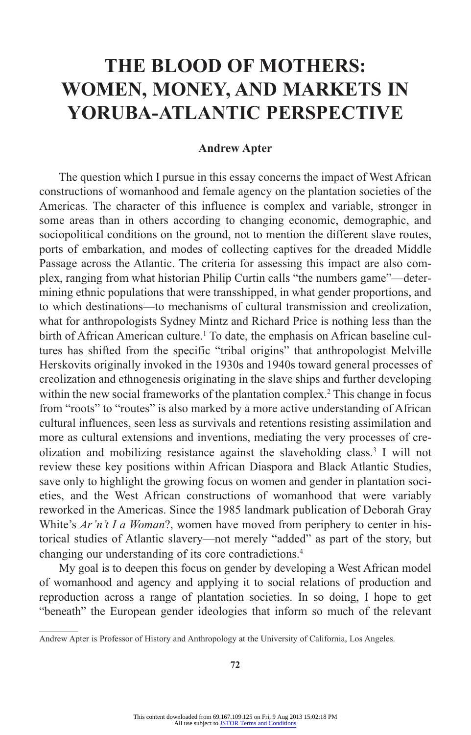# THE BLOOD OF MOTHERS: WOMEN, MONEY, AND MARKETS IN YORUBA-ATLANTIC PERSPECTIVE

**Andrew Apter**

The question which I pursue in this essay concerns the impact of West African constructions of womanhood and female agency on the plantation societies of the Americas. The character of this influence is complex and variable, stronger in some areas than in others according to changing economic, demographic, and sociopolitical conditions on the ground, not to mention the different slave routes, ports of embarkation, and modes of collecting captives for the dreaded Middle Passage across the Atlantic. The criteria for assessing this impact are also complex, ranging from what historian Philip Curtin calls "the numbers game"—determining ethnic populations that were transshipped, in what gender proportions, and to which destinations—to mechanisms of cultural transmission and creolization, what for anthropologists Sydney Mintz and Richard Price is nothing less than the birth of African American culture.[1] To date, the emphasis on African baseline cultures has shifted from the specific "tribal origins" that anthropologist Melville Herskovits originally invoked in the 1930s and 1940s toward general processes of creolization and ethnogenesis originating in the slave ships and further developing within the new social frameworks of the plantation complex.[2] This change in focus from "roots" to "routes" is also marked by a more active understanding of African cultural influences, seen less as survivals and retentions resisting assimilation and more as cultural extensions and inventions, mediating the very processes of creolization and mobilizing resistance against the slaveholding class.[3] I will not review these key positions within African Diaspora and Black Atlantic Studies, save only to highlight the growing focus on women and gender in plantation societies, and the West African constructions of womanhood that were variably reworked in the Americas. Since the 1985 landmark publication of Deborah Gray White's *Ar'n't I a Woman*?, women have moved from periphery to center in historical studies of Atlantic slavery—not merely "added" as part of the story, but changing our understanding of its core contradictions.[4]

My goal is to deepen this focus on gender by developing a West African model of womanhood and agency and applying it to social relations of production and reproduction across a range of plantation societies. In so doing, I hope to get "beneath" the European gender ideologies that inform so much of the relevant

Andrew Apter is Professor of History and Anthropology at the University of California, Los Angeles.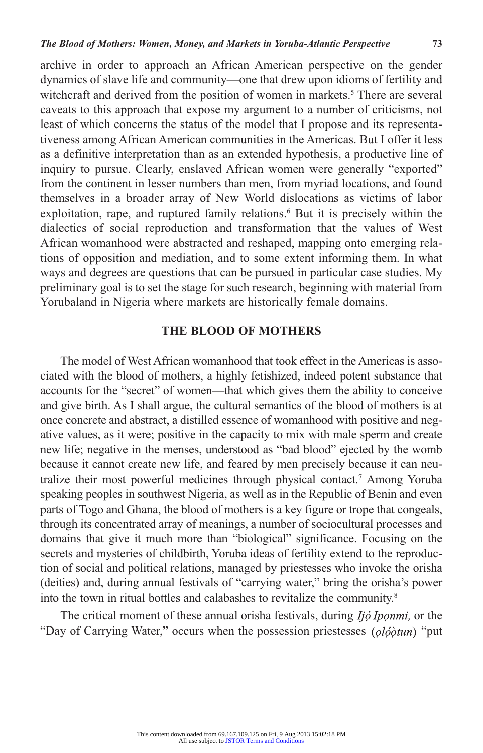archive in order to approach an African American perspective on the gender dynamics of slave life and community—one that drew upon idioms of fertility and witchcraft and derived from the position of women in markets.[5] There are several caveats to this approach that expose my argument to a number of criticisms, not least of which concerns the status of the model that I propose and its representativeness among African American communities in the Americas. But I offer it less as a definitive interpretation than as an extended hypothesis, a productive line of inquiry to pursue. Clearly, enslaved African women were generally "exported" from the continent in lesser numbers than men, from myriad locations, and found themselves in a broader array of New World dislocations as victims of labor exploitation, rape, and ruptured family relations.[6] But it is precisely within the dialectics of social reproduction and transformation that the values of West African womanhood were abstracted and reshaped, mapping onto emerging relations of opposition and mediation, and to some extent informing them. In what ways and degrees are questions that can be pursued in particular case studies. My preliminary goal is to set the stage for such research, beginning with material from Yorubaland in Nigeria where markets are historically female domains.

## THE BLOOD OF MOTHERS

The model of West African womanhood that took effect in the Americas is associated with the blood of mothers, a highly fetishized, indeed potent substance that accounts for the "secret" of women—that which gives them the ability to conceive and give birth. As I shall argue, the cultural semantics of the blood of mothers is at once concrete and abstract, a distilled essence of womanhood with positive and negative values, as it were; positive in the capacity to mix with male sperm and create new life; negative in the menses, understood as "bad blood" ejected by the womb because it cannot create new life, and feared by men precisely because it can neutralize their most powerful medicines through physical contact.[7] Among Yoruba speaking peoples in southwest Nigeria, as well as in the Republic of Benin and even parts of Togo and Ghana, the blood of mothers is a key figure or trope that congeals, through its concentrated array of meanings, a number of sociocultural processes and domains that give it much more than "biological" significance. Focusing on the secrets and mysteries of childbirth, Yoruba ideas of fertility extend to the reproduction of social and political relations, managed by priestesses who invoke the orisha (deities) and, during annual festivals of "carrying water," bring the orisha's power into the town in ritual bottles and calabashes to revitalize the community.[8]

The critical moment of these annual orisha festivals, during *Ìjọ́ Ipọnmi,* or the "Day of Carrying Water," occurs when the possession priestesses (*ọlọ́ọ̀tun*) "put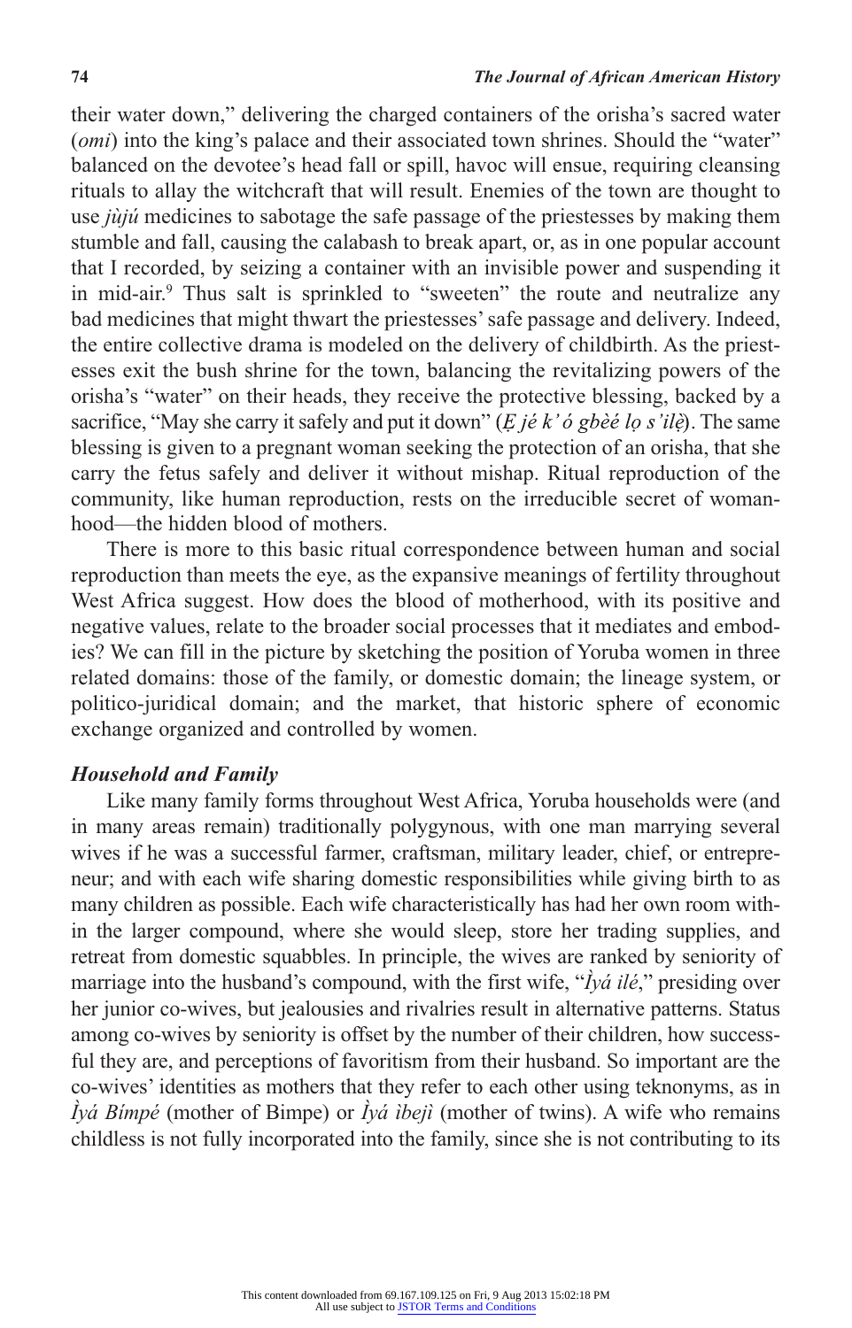their water down," delivering the charged containers of the orisha's sacred water (*omi*) into the king's palace and their associated town shrines. Should the "water" balanced on the devotee's head fall or spill, havoc will ensue, requiring cleansing rituals to allay the witchcraft that will result. Enemies of the town are thought to use *jùjú* medicines to sabotage the safe passage of the priestesses by making them stumble and fall, causing the calabash to break apart, or, as in one popular account that I recorded, by seizing a container with an invisible power and suspending it in mid-air.[9] Thus salt is sprinkled to "sweeten" the route and neutralize any bad medicines that might thwart the priestesses' safe passage and delivery. Indeed, the entire collective drama is modeled on the delivery of childbirth. As the priestesses exit the bush shrine for the town, balancing the revitalizing powers of the orisha's "water" on their heads, they receive the protective blessing, backed by a sacrifice, "May she carry it safely and put it down" (*Ẹ jé k' ó gbèé lọ s'ilẹ̀*). The same blessing is given to a pregnant woman seeking the protection of an orisha, that she carry the fetus safely and deliver it without mishap. Ritual reproduction of the community, like human reproduction, rests on the irreducible secret of womanhood—the hidden blood of mothers.

There is more to this basic ritual correspondence between human and social reproduction than meets the eye, as the expansive meanings of fertility throughout West Africa suggest. How does the blood of motherhood, with its positive and negative values, relate to the broader social processes that it mediates and embodies? We can fill in the picture by sketching the position of Yoruba women in three related domains: those of the family, or domestic domain; the lineage system, or politico-juridical domain; and the market, that historic sphere of economic exchange organized and controlled by women.

### *Household and Family*

Like many family forms throughout West Africa, Yoruba households were (and in many areas remain) traditionally polygynous, with one man marrying several wives if he was a successful farmer, craftsman, military leader, chief, or entrepreneur; and with each wife sharing domestic responsibilities while giving birth to as many children as possible. Each wife characteristically has had her own room within the larger compound, where she would sleep, store her trading supplies, and retreat from domestic squabbles. In principle, the wives are ranked by seniority of marriage into the husband's compound, with the first wife, "*Ìyá ilé*," presiding over her junior co-wives, but jealousies and rivalries result in alternative patterns. Status among co-wives by seniority is offset by the number of their children, how successful they are, and perceptions of favoritism from their husband. So important are the co-wives' identities as mothers that they refer to each other using teknonyms, as in *Ìyá Bímpé* (mother of Bimpe) or *Ìyá ìbejì* (mother of twins). A wife who remains childless is not fully incorporated into the family, since she is not contributing to its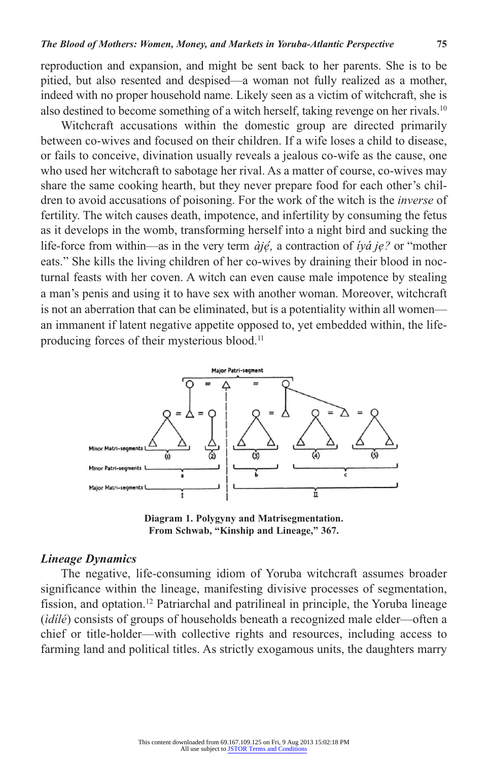reproduction and expansion, and might be sent back to her parents. She is to be pitied, but also resented and despised—a woman not fully realized as a mother, indeed with no proper household name. Likely seen as a victim of witchcraft, she is also destined to become something of a witch herself, taking revenge on her rivals.[10]

Witchcraft accusations within the domestic group are directed primarily between co-wives and focused on their children. If a wife loses a child to disease, or fails to conceive, divination usually reveals a jealous co-wife as the cause, one who used her witchcraft to sabotage her rival. As a matter of course, co-wives may share the same cooking hearth, but they never prepare food for each other's children to avoid accusations of poisoning. For the work of the witch is the *inverse* of fertility. The witch causes death, impotence, and infertility by consuming the fetus as it develops in the womb, transforming herself into a night bird and sucking the life-force from within—as in the very term *àjẹ́,* a contraction of *íyá jẹ?* or "mother eats." She kills the living children of her co-wives by draining their blood in nocturnal feasts with her coven. A witch can even cause male impotence by stealing a man's penis and using it to have sex with another woman. Moreover, witchcraft is not an aberration that can be eliminated, but is a potentiality within all women—an immanent if latent negative appetite opposed to, yet embedded within, the life-producing forces of their mysterious blood.[11]

**Diagram 1. Polygyny and Matrisegmentation. From Schwab, "Kinship and Lineage," 367.**

### *Lineage Dynamics*

The negative, life-consuming idiom of Yoruba witchcraft assumes broader significance within the lineage, manifesting divisive processes of segmentation, fission, and optation.[12] Patriarchal and patrilineal in principle, the Yoruba lineage (*ìdílé*) consists of groups of households beneath a recognized male elder—often a chief or title-holder—with collective rights and resources, including access to farming land and political titles. As strictly exogamous units, the daughters marry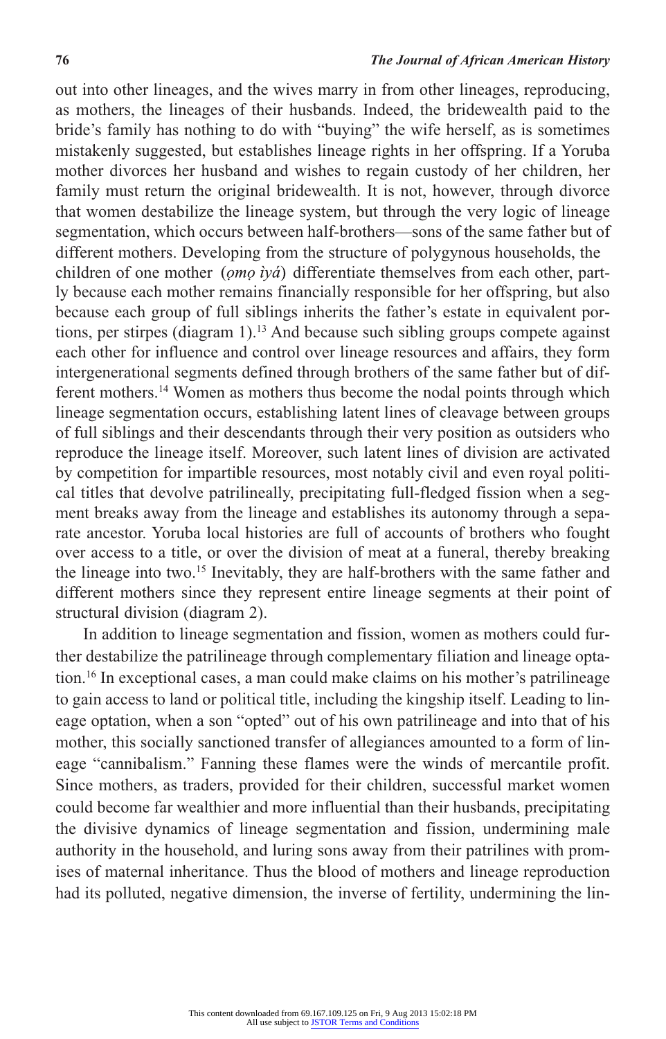out into other lineages, and the wives marry in from other lineages, reproducing, as mothers, the lineages of their husbands. Indeed, the bridewealth paid to the bride's family has nothing to do with "buying" the wife herself, as is sometimes mistakenly suggested, but establishes lineage rights in her offspring. If a Yoruba mother divorces her husband and wishes to regain custody of her children, her family must return the original bridewealth. It is not, however, through divorce that women destabilize the lineage system, but through the very logic of lineage segmentation, which occurs between half-brothers—sons of the same father but of different mothers. Developing from the structure of polygynous households, the children of one mother (*ọmọ ìyá*) differentiate themselves from each other, partly because each mother remains financially responsible for her offspring, but also because each group of full siblings inherits the father's estate in equivalent portions, per stirpes (diagram 1).[13] And because such sibling groups compete against each other for influence and control over lineage resources and affairs, they form intergenerational segments defined through brothers of the same father but of different mothers.[14] Women as mothers thus become the nodal points through which lineage segmentation occurs, establishing latent lines of cleavage between groups of full siblings and their descendants through their very position as outsiders who reproduce the lineage itself. Moreover, such latent lines of division are activated by competition for impartible resources, most notably civil and even royal political titles that devolve patrilineally, precipitating full-fledged fission when a segment breaks away from the lineage and establishes its autonomy through a separate ancestor. Yoruba local histories are full of accounts of brothers who fought over access to a title, or over the division of meat at a funeral, thereby breaking the lineage into two.[15] Inevitably, they are half-brothers with the same father and different mothers since they represent entire lineage segments at their point of structural division (diagram 2).

In addition to lineage segmentation and fission, women as mothers could further destabilize the patrilineage through complementary filiation and lineage optation.[16] In exceptional cases, a man could make claims on his mother's patrilineage to gain access to land or political title, including the kingship itself. Leading to lineage optation, when a son "opted" out of his own patrilineage and into that of his mother, this socially sanctioned transfer of allegiances amounted to a form of lineage "cannibalism." Fanning these flames were the winds of mercantile profit. Since mothers, as traders, provided for their children, successful market women could become far wealthier and more influential than their husbands, precipitating the divisive dynamics of lineage segmentation and fission, undermining male authority in the household, and luring sons away from their patrilines with promises of maternal inheritance. Thus the blood of mothers and lineage reproduction had its polluted, negative dimension, the inverse of fertility, undermining the lin-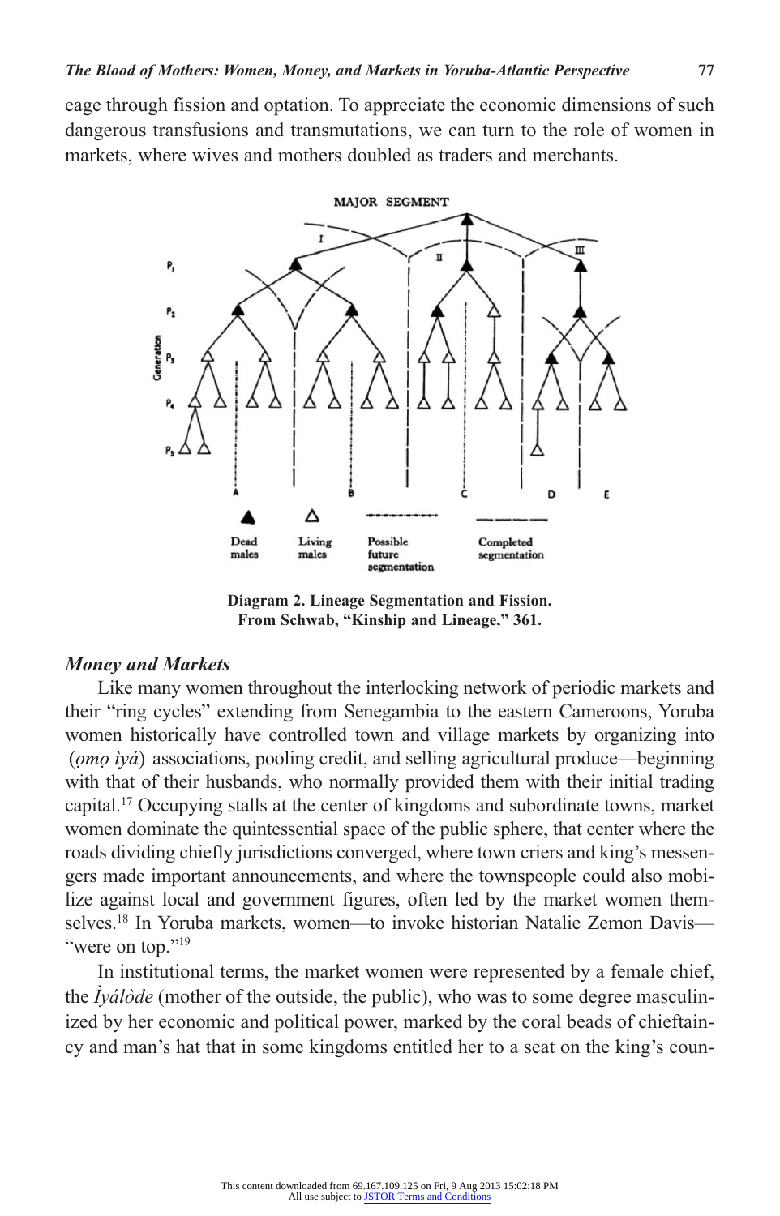eage through fission and optation. To appreciate the economic dimensions of such dangerous transfusions and transmutations, we can turn to the role of women in markets, where wives and mothers doubled as traders and merchants.

**Diagram 2. Lineage Segmentation and Fission. From Schwab, "Kinship and Lineage," 361.**

### *Money and Markets*

Like many women throughout the interlocking network of periodic markets and their "ring cycles" extending from Senegambia to the eastern Cameroons, Yoruba women historically have controlled town and village markets by organizing into (*ọmọ ìyá*) associations, pooling credit, and selling agricultural produce—beginning with that of their husbands, who normally provided them with their initial trading capital.[17] Occupying stalls at the center of kingdoms and subordinate towns, market women dominate the quintessential space of the public sphere, that center where the roads dividing chiefly jurisdictions converged, where town criers and king's messengers made important announcements, and where the townspeople could also mobilize against local and government figures, often led by the market women themselves.[18] In Yoruba markets, women—to invoke historian Natalie Zemon Davis—"were on top."[19]

In institutional terms, the market women were represented by a female chief, the *Ìyálòde* (mother of the outside, the public), who was to some degree masculinized by her economic and political power, marked by the coral beads of chieftaincy and man's hat that in some kingdoms entitled her to a seat on the king's coun-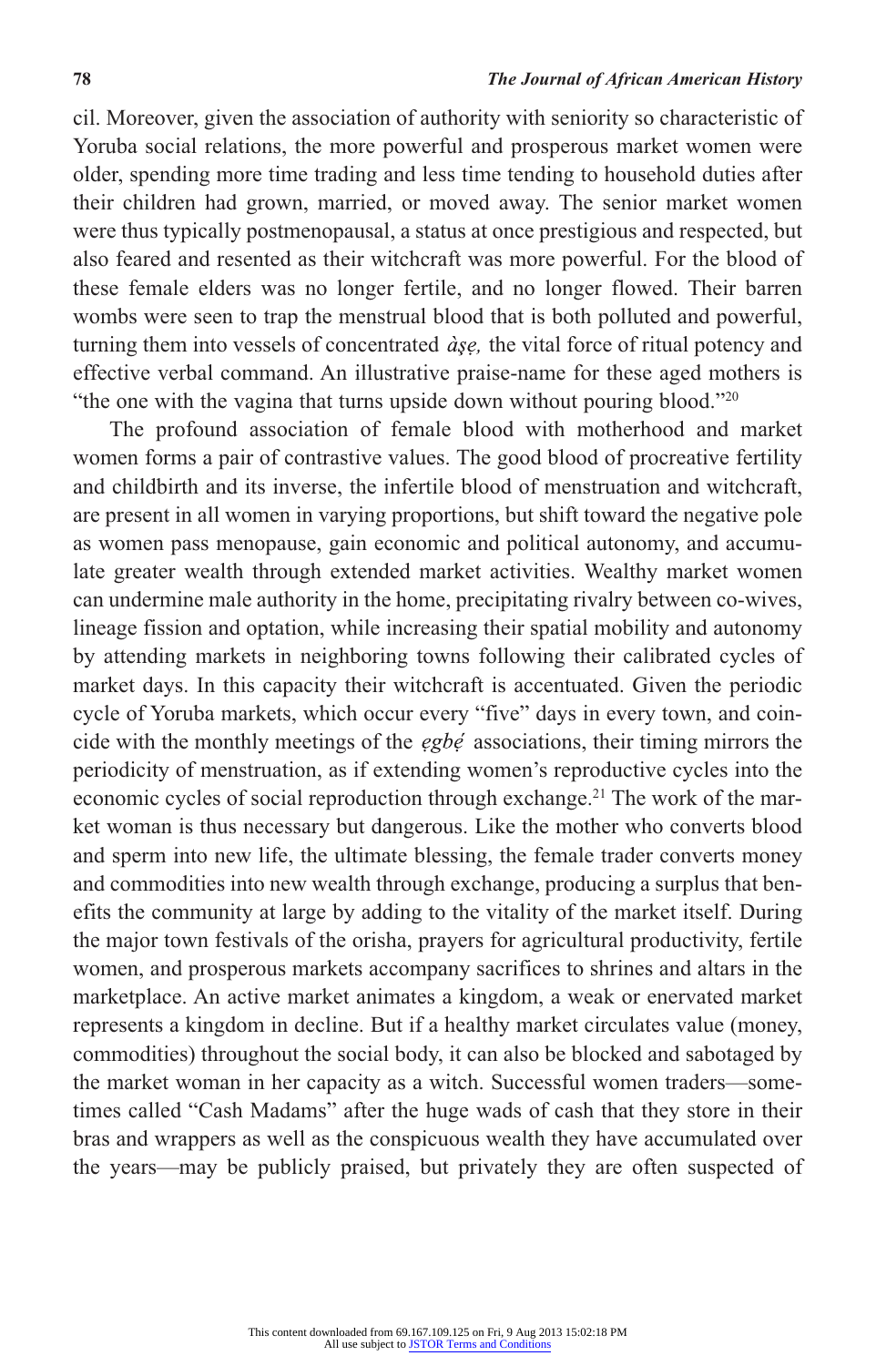cil. Moreover, given the association of authority with seniority so characteristic of Yoruba social relations, the more powerful and prosperous market women were older, spending more time trading and less time tending to household duties after their children had grown, married, or moved away. The senior market women were thus typically postmenopausal, a status at once prestigious and respected, but also feared and resented as their witchcraft was more powerful. For the blood of these female elders was no longer fertile, and no longer flowed. Their barren wombs were seen to trap the menstrual blood that is both polluted and powerful, turning them into vessels of concentrated *àṣẹ,* the vital force of ritual potency and effective verbal command. An illustrative praise-name for these aged mothers is "the one with the vagina that turns upside down without pouring blood."[20]

The profound association of female blood with motherhood and market women forms a pair of contrastive values. The good blood of procreative fertility and childbirth and its inverse, the infertile blood of menstruation and witchcraft, are present in all women in varying proportions, but shift toward the negative pole as women pass menopause, gain economic and political autonomy, and accumulate greater wealth through extended market activities. Wealthy market women can undermine male authority in the home, precipitating rivalry between co-wives, lineage fission and optation, while increasing their spatial mobility and autonomy by attending markets in neighboring towns following their calibrated cycles of market days. In this capacity their witchcraft is accentuated. Given the periodic cycle of Yoruba markets, which occur every "five" days in every town, and coincide with the monthly meetings of the *ẹgbẹ́* associations, their timing mirrors the periodicity of menstruation, as if extending women's reproductive cycles into the economic cycles of social reproduction through exchange.[21] The work of the market woman is thus necessary but dangerous. Like the mother who converts blood and sperm into new life, the ultimate blessing, the female trader converts money and commodities into new wealth through exchange, producing a surplus that benefits the community at large by adding to the vitality of the market itself. During the major town festivals of the orisha, prayers for agricultural productivity, fertile women, and prosperous markets accompany sacrifices to shrines and altars in the marketplace. An active market animates a kingdom, a weak or enervated market represents a kingdom in decline. But if a healthy market circulates value (money, commodities) throughout the social body, it can also be blocked and sabotaged by the market woman in her capacity as a witch. Successful women traders—sometimes called "Cash Madams" after the huge wads of cash that they store in their bras and wrappers as well as the conspicuous wealth they have accumulated over the years—may be publicly praised, but privately they are often suspected of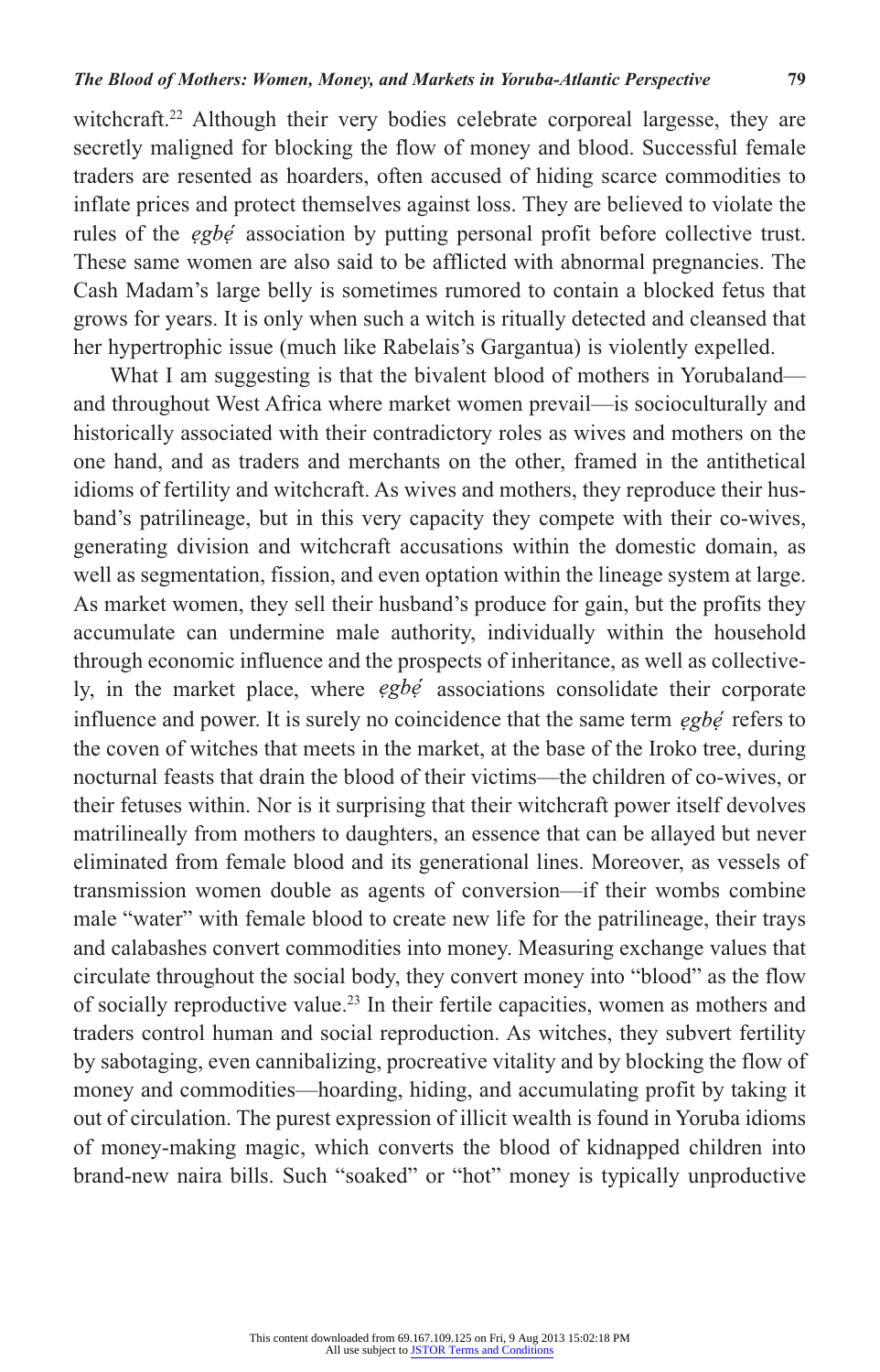witchcraft.[22] Although their very bodies celebrate corporeal largesse, they are secretly maligned for blocking the flow of money and blood. Successful female traders are resented as hoarders, often accused of hiding scarce commodities to inflate prices and protect themselves against loss. They are believed to violate the rules of the *ẹgbẹ́* association by putting personal profit before collective trust. These same women are also said to be afflicted with abnormal pregnancies. The Cash Madam's large belly is sometimes rumored to contain a blocked fetus that grows for years. It is only when such a witch is ritually detected and cleansed that her hypertrophic issue (much like Rabelais's Gargantua) is violently expelled.

What I am suggesting is that the bivalent blood of mothers in Yorubaland—and throughout West Africa where market women prevail—is socioculturally and historically associated with their contradictory roles as wives and mothers on the one hand, and as traders and merchants on the other, framed in the antithetical idioms of fertility and witchcraft. As wives and mothers, they reproduce their husband's patrilineage, but in this very capacity they compete with their co-wives, generating division and witchcraft accusations within the domestic domain, as well as segmentation, fission, and even optation within the lineage system at large. As market women, they sell their husband's produce for gain, but the profits they accumulate can undermine male authority, individually within the household through economic influence and the prospects of inheritance, as well as collectively, in the market place, where *ẹgbẹ́* associations consolidate their corporate influence and power. It is surely no coincidence that the same term *ẹgbẹ́* refers to the coven of witches that meets in the market, at the base of the Iroko tree, during nocturnal feasts that drain the blood of their victims—the children of co-wives, or their fetuses within. Nor is it surprising that their witchcraft power itself devolves matrilineally from mothers to daughters, an essence that can be allayed but never eliminated from female blood and its generational lines. Moreover, as vessels of transmission women double as agents of conversion—if their wombs combine male "water" with female blood to create new life for the patrilineage, their trays and calabashes convert commodities into money. Measuring exchange values that circulate throughout the social body, they convert money into "blood" as the flow of socially reproductive value.[23] In their fertile capacities, women as mothers and traders control human and social reproduction. As witches, they subvert fertility by sabotaging, even cannibalizing, procreative vitality and by blocking the flow of money and commodities—hoarding, hiding, and accumulating profit by taking it out of circulation. The purest expression of illicit wealth is found in Yoruba idioms of money-making magic, which converts the blood of kidnapped children into brand-new naira bills. Such "soaked" or "hot" money is typically unproductive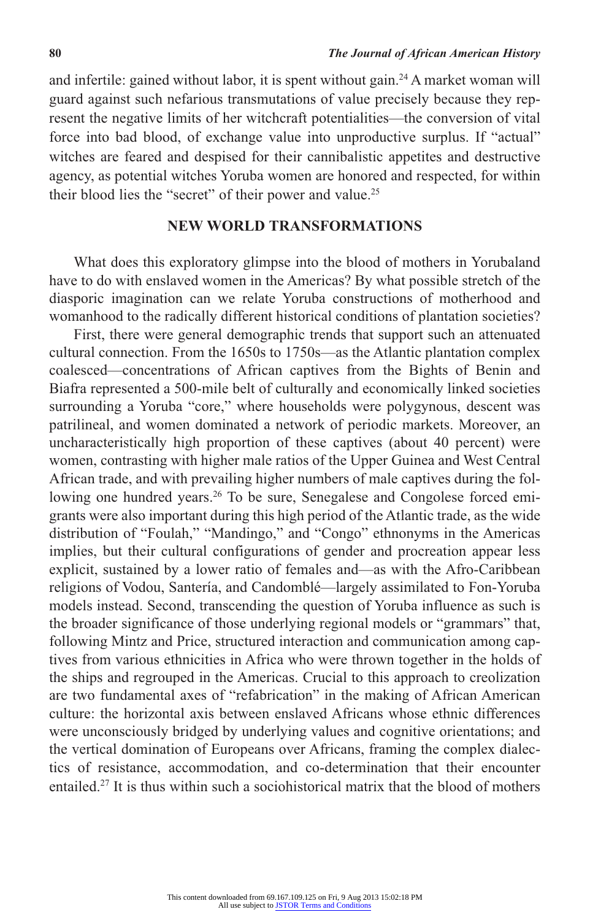and infertile: gained without labor, it is spent without gain.[24] A market woman will guard against such nefarious transmutations of value precisely because they represent the negative limits of her witchcraft potentialities—the conversion of vital force into bad blood, of exchange value into unproductive surplus. If "actual" witches are feared and despised for their cannibalistic appetites and destructive agency, as potential witches Yoruba women are honored and respected, for within their blood lies the "secret" of their power and value.[25]

## NEW WORLD TRANSFORMATIONS

What does this exploratory glimpse into the blood of mothers in Yorubaland have to do with enslaved women in the Americas? By what possible stretch of the diasporic imagination can we relate Yoruba constructions of motherhood and womanhood to the radically different historical conditions of plantation societies?

First, there were general demographic trends that support such an attenuated cultural connection. From the 1650s to 1750s—as the Atlantic plantation complex coalesced—concentrations of African captives from the Bights of Benin and Biafra represented a 500-mile belt of culturally and economically linked societies surrounding a Yoruba "core," where households were polygynous, descent was patrilineal, and women dominated a network of periodic markets. Moreover, an uncharacteristically high proportion of these captives (about 40 percent) were women, contrasting with higher male ratios of the Upper Guinea and West Central African trade, and with prevailing higher numbers of male captives during the following one hundred years.[26] To be sure, Senegalese and Congolese forced emigrants were also important during this high period of the Atlantic trade, as the wide distribution of "Foulah," "Mandingo," and "Congo" ethnonyms in the Americas implies, but their cultural configurations of gender and procreation appear less explicit, sustained by a lower ratio of females and—as with the Afro-Caribbean religions of Vodou, Santería, and Candomblé—largely assimilated to Fon-Yoruba models instead. Second, transcending the question of Yoruba influence as such is the broader significance of those underlying regional models or "grammars" that, following Mintz and Price, structured interaction and communication among captives from various ethnicities in Africa who were thrown together in the holds of the ships and regrouped in the Americas. Crucial to this approach to creolization are two fundamental axes of "refabrication" in the making of African American culture: the horizontal axis between enslaved Africans whose ethnic differences were unconsciously bridged by underlying values and cognitive orientations; and the vertical domination of Europeans over Africans, framing the complex dialectics of resistance, accommodation, and co-determination that their encounter entailed.[27] It is thus within such a sociohistorical matrix that the blood of mothers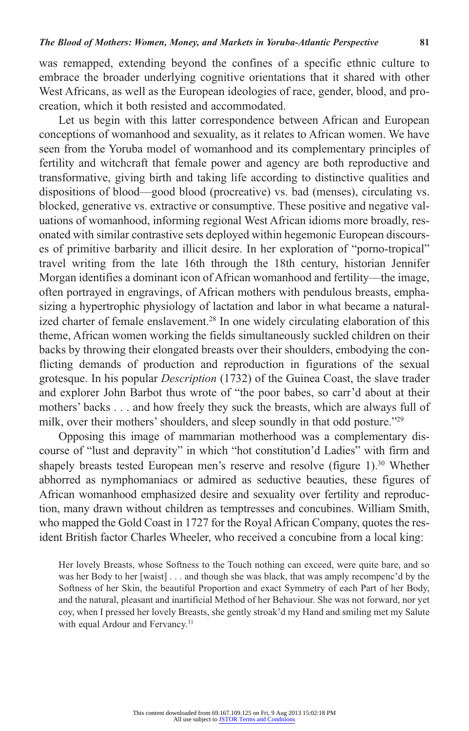was remapped, extending beyond the confines of a specific ethnic culture to embrace the broader underlying cognitive orientations that it shared with other West Africans, as well as the European ideologies of race, gender, blood, and procreation, which it both resisted and accommodated.

Let us begin with this latter correspondence between African and European conceptions of womanhood and sexuality, as it relates to African women. We have seen from the Yoruba model of womanhood and its complementary principles of fertility and witchcraft that female power and agency are both reproductive and transformative, giving birth and taking life according to distinctive qualities and dispositions of blood—good blood (procreative) vs. bad (menses), circulating vs. blocked, generative vs. extractive or consumptive. These positive and negative valuations of womanhood, informing regional West African idioms more broadly, resonated with similar contrastive sets deployed within hegemonic European discourses of primitive barbarity and illicit desire. In her exploration of "porno-tropical" travel writing from the late 16th through the 18th century, historian Jennifer Morgan identifies a dominant icon of African womanhood and fertility—the image, often portrayed in engravings, of African mothers with pendulous breasts, emphasizing a hypertrophic physiology of lactation and labor in what became a naturalized charter of female enslavement.[28] In one widely circulating elaboration of this theme, African women working the fields simultaneously suckled children on their backs by throwing their elongated breasts over their shoulders, embodying the conflicting demands of production and reproduction in figurations of the sexual grotesque. In his popular *Description* (1732) of the Guinea Coast, the slave trader and explorer John Barbot thus wrote of "the poor babes, so carr'd about at their mothers' backs . . . and how freely they suck the breasts, which are always full of milk, over their mothers' shoulders, and sleep soundly in that odd posture."[29]

Opposing this image of mammarian motherhood was a complementary discourse of "lust and depravity" in which "hot constitution'd Ladies" with firm and shapely breasts tested European men's reserve and resolve (figure 1).[30] Whether abhorred as nymphomaniacs or admired as seductive beauties, these figures of African womanhood emphasized desire and sexuality over fertility and reproduction, many drawn without children as temptresses and concubines. William Smith, who mapped the Gold Coast in 1727 for the Royal African Company, quotes the resident British factor Charles Wheeler, who received a concubine from a local king:

> Her lovely Breasts, whose Softness to the Touch nothing can exceed, were quite bare, and so was her Body to her [waist] . . . and though she was black, that was amply recompenc'd by the Softness of her Skin, the beautiful Proportion and exact Symmetry of each Part of her Body, and the natural, pleasant and inartificial Method of her Behaviour. She was not forward, nor yet coy, when I pressed her lovely Breasts, she gently stroak'd my Hand and smiling met my Salute with equal Ardour and Fervancy.[31]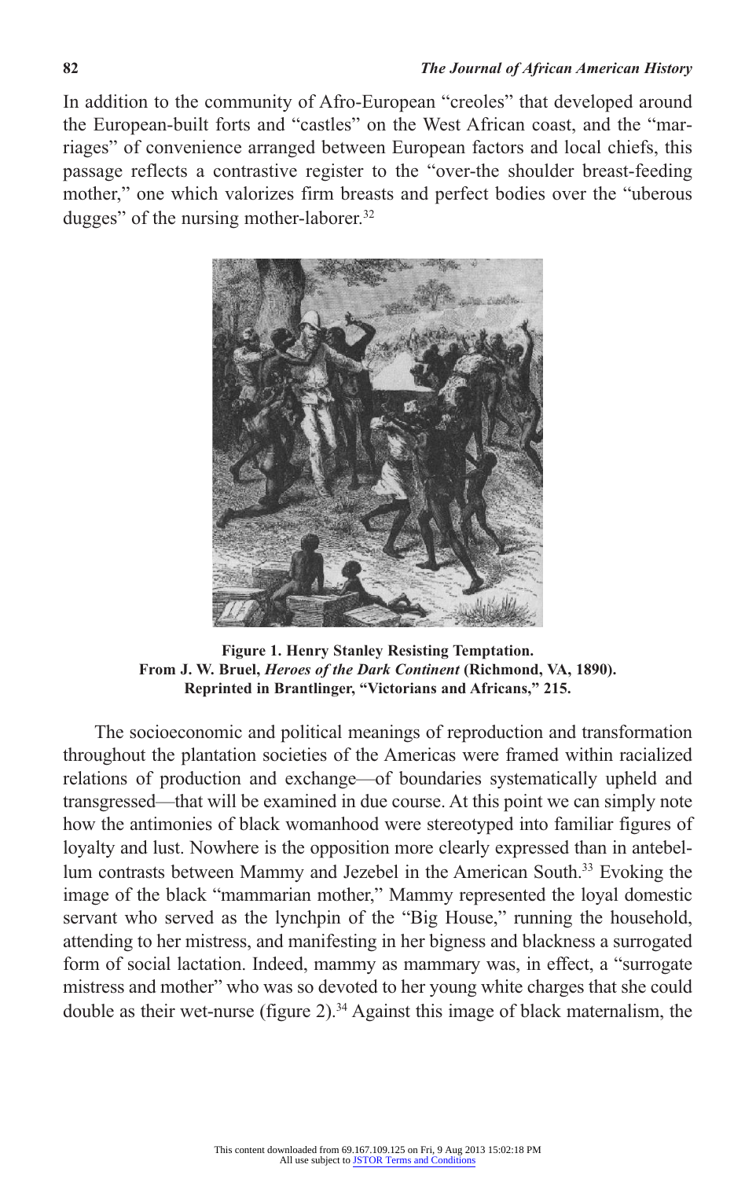In addition to the community of Afro-European "creoles" that developed around the European-built forts and "castles" on the West African coast, and the "marriages" of convenience arranged between European factors and local chiefs, this passage reflects a contrastive register to the "over-the shoulder breast-feeding mother," one which valorizes firm breasts and perfect bodies over the "uberous dugges" of the nursing mother-laborer.[32]

**Figure 1. Henry Stanley Resisting Temptation. From J. W. Bruel, *Heroes of the Dark Continent* (Richmond, VA, 1890). Reprinted in Brantlinger, "Victorians and Africans," 215.**

The socioeconomic and political meanings of reproduction and transformation throughout the plantation societies of the Americas were framed within racialized relations of production and exchange—of boundaries systematically upheld and transgressed—that will be examined in due course. At this point we can simply note how the antimonies of black womanhood were stereotyped into familiar figures of loyalty and lust. Nowhere is the opposition more clearly expressed than in antebellum contrasts between Mammy and Jezebel in the American South.[33] Evoking the image of the black "mammarian mother," Mammy represented the loyal domestic servant who served as the lynchpin of the "Big House," running the household, attending to her mistress, and manifesting in her bigness and blackness a surrogated form of social lactation. Indeed, mammy as mammary was, in effect, a "surrogate mistress and mother" who was so devoted to her young white charges that she could double as their wet-nurse (figure 2).[34] Against this image of black maternalism, the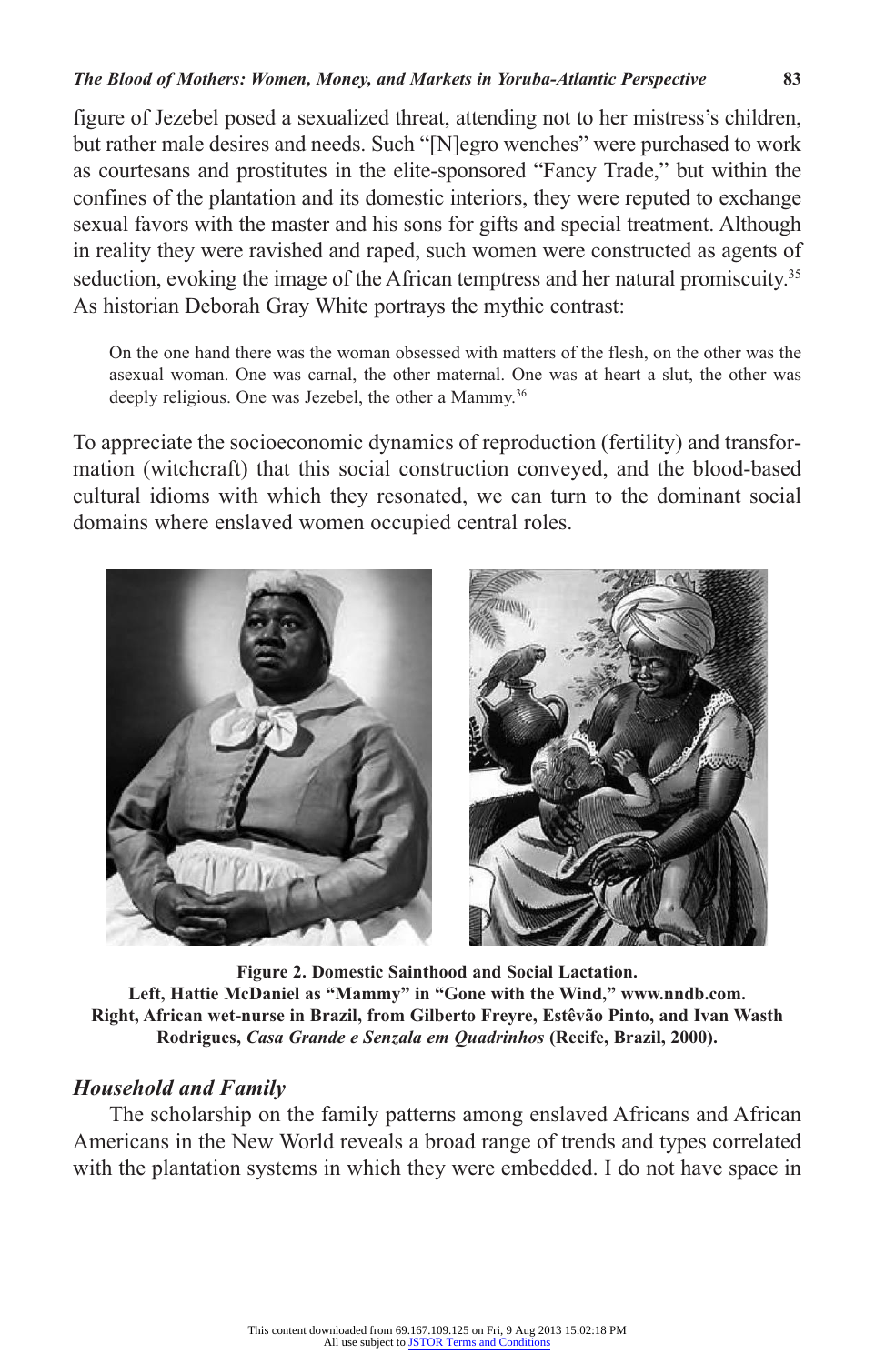figure of Jezebel posed a sexualized threat, attending not to her mistress's children, but rather male desires and needs. Such "[N]egro wenches" were purchased to work as courtesans and prostitutes in the elite-sponsored "Fancy Trade," but within the confines of the plantation and its domestic interiors, they were reputed to exchange sexual favors with the master and his sons for gifts and special treatment. Although in reality they were ravished and raped, such women were constructed as agents of seduction, evoking the image of the African temptress and her natural promiscuity.[35] As historian Deborah Gray White portrays the mythic contrast:

> On the one hand there was the woman obsessed with matters of the flesh, on the other was the asexual woman. One was carnal, the other maternal. One was at heart a slut, the other was deeply religious. One was Jezebel, the other a Mammy.[36]

To appreciate the socioeconomic dynamics of reproduction (fertility) and transformation (witchcraft) that this social construction conveyed, and the blood-based cultural idioms with which they resonated, we can turn to the dominant social domains where enslaved women occupied central roles.

**Figure 2. Domestic Sainthood and Social Lactation.**
**Left, Hattie McDaniel as "Mammy" in "Gone with the Wind," www.nndb.com.**
**Right, African wet-nurse in Brazil, from Gilberto Freyre, Estêvão Pinto, and Ivan Wasth Rodrigues, *Casa Grande e Senzala em Quadrinhos* (Recife, Brazil, 2000).**

### *Household and Family*

The scholarship on the family patterns among enslaved Africans and African Americans in the New World reveals a broad range of trends and types correlated with the plantation systems in which they were embedded. I do not have space in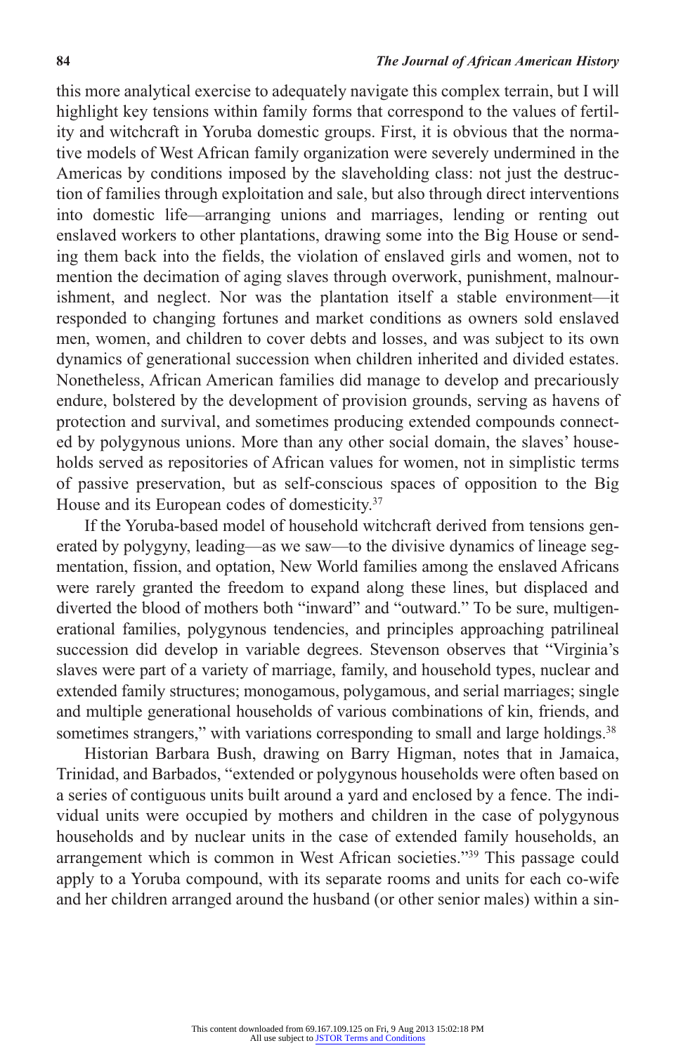this more analytical exercise to adequately navigate this complex terrain, but I will highlight key tensions within family forms that correspond to the values of fertility and witchcraft in Yoruba domestic groups. First, it is obvious that the normative models of West African family organization were severely undermined in the Americas by conditions imposed by the slaveholding class: not just the destruction of families through exploitation and sale, but also through direct interventions into domestic life—arranging unions and marriages, lending or renting out enslaved workers to other plantations, drawing some into the Big House or sending them back into the fields, the violation of enslaved girls and women, not to mention the decimation of aging slaves through overwork, punishment, malnourishment, and neglect. Nor was the plantation itself a stable environment—it responded to changing fortunes and market conditions as owners sold enslaved men, women, and children to cover debts and losses, and was subject to its own dynamics of generational succession when children inherited and divided estates. Nonetheless, African American families did manage to develop and precariously endure, bolstered by the development of provision grounds, serving as havens of protection and survival, and sometimes producing extended compounds connected by polygynous unions. More than any other social domain, the slaves' households served as repositories of African values for women, not in simplistic terms of passive preservation, but as self-conscious spaces of opposition to the Big House and its European codes of domesticity.[37]

If the Yoruba-based model of household witchcraft derived from tensions generated by polygyny, leading—as we saw—to the divisive dynamics of lineage segmentation, fission, and optation, New World families among the enslaved Africans were rarely granted the freedom to expand along these lines, but displaced and diverted the blood of mothers both "inward" and "outward." To be sure, multigenerational families, polygynous tendencies, and principles approaching patrilineal succession did develop in variable degrees. Stevenson observes that "Virginia's slaves were part of a variety of marriage, family, and household types, nuclear and extended family structures; monogamous, polygamous, and serial marriages; single and multiple generational households of various combinations of kin, friends, and sometimes strangers," with variations corresponding to small and large holdings.[38]

Historian Barbara Bush, drawing on Barry Higman, notes that in Jamaica, Trinidad, and Barbados, "extended or polygynous households were often based on a series of contiguous units built around a yard and enclosed by a fence. The individual units were occupied by mothers and children in the case of polygynous households and by nuclear units in the case of extended family households, an arrangement which is common in West African societies."[39] This passage could apply to a Yoruba compound, with its separate rooms and units for each co-wife and her children arranged around the husband (or other senior males) within a sin-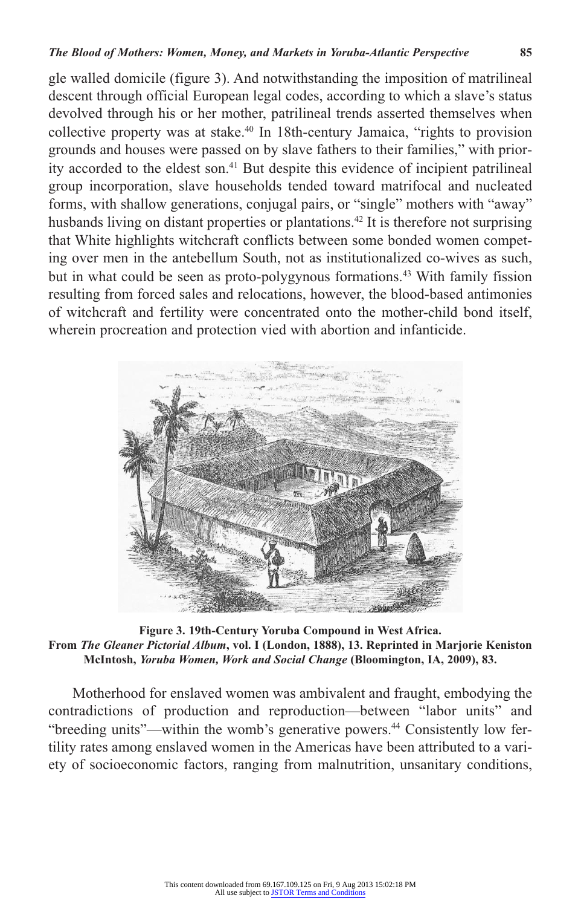gle walled domicile (figure 3). And notwithstanding the imposition of matrilineal descent through official European legal codes, according to which a slave's status devolved through his or her mother, patrilineal trends asserted themselves when collective property was at stake.[40] In 18th-century Jamaica, "rights to provision grounds and houses were passed on by slave fathers to their families," with priority accorded to the eldest son.[41] But despite this evidence of incipient patrilineal group incorporation, slave households tended toward matrifocal and nucleated forms, with shallow generations, conjugal pairs, or "single" mothers with "away" husbands living on distant properties or plantations.[42] It is therefore not surprising that White highlights witchcraft conflicts between some bonded women competing over men in the antebellum South, not as institutionalized co-wives as such, but in what could be seen as proto-polygynous formations.[43] With family fission resulting from forced sales and relocations, however, the blood-based antimonies of witchcraft and fertility were concentrated onto the mother-child bond itself, wherein procreation and protection vied with abortion and infanticide.

**Figure 3. 19th-Century Yoruba Compound in West Africa. From *The Gleaner Pictorial Album*, vol. I (London, 1888), 13. Reprinted in Marjorie Keniston McIntosh, *Yoruba Women, Work and Social Change* (Bloomington, IA, 2009), 83.**

Motherhood for enslaved women was ambivalent and fraught, embodying the contradictions of production and reproduction—between "labor units" and "breeding units"—within the womb's generative powers.[44] Consistently low fertility rates among enslaved women in the Americas have been attributed to a variety of socioeconomic factors, ranging from malnutrition, unsanitary conditions,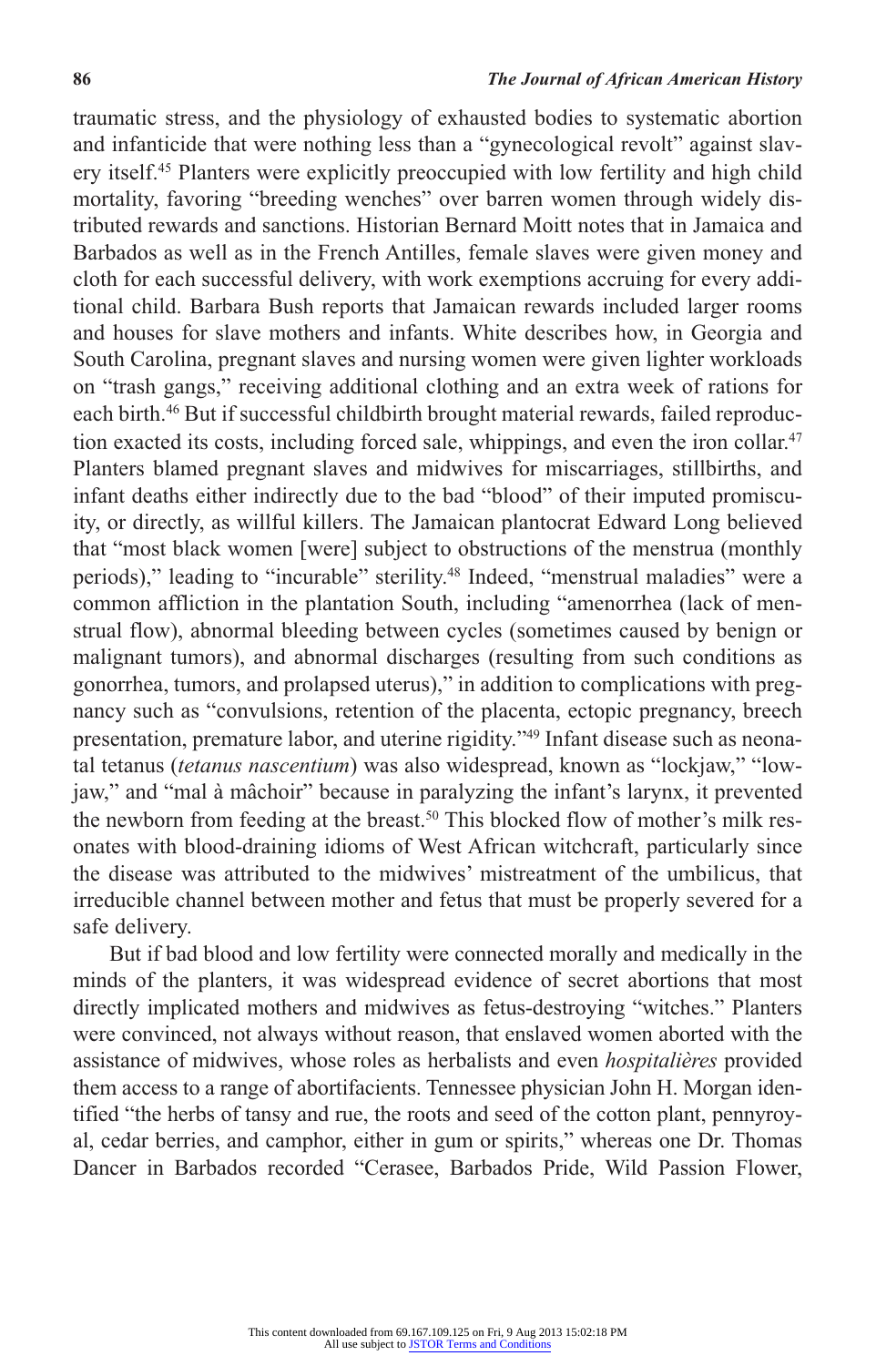traumatic stress, and the physiology of exhausted bodies to systematic abortion and infanticide that were nothing less than a "gynecological revolt" against slavery itself.[45] Planters were explicitly preoccupied with low fertility and high child mortality, favoring "breeding wenches" over barren women through widely distributed rewards and sanctions. Historian Bernard Moitt notes that in Jamaica and Barbados as well as in the French Antilles, female slaves were given money and cloth for each successful delivery, with work exemptions accruing for every additional child. Barbara Bush reports that Jamaican rewards included larger rooms and houses for slave mothers and infants. White describes how, in Georgia and South Carolina, pregnant slaves and nursing women were given lighter workloads on "trash gangs," receiving additional clothing and an extra week of rations for each birth.[46] But if successful childbirth brought material rewards, failed reproduction exacted its costs, including forced sale, whippings, and even the iron collar.[47] Planters blamed pregnant slaves and midwives for miscarriages, stillbirths, and infant deaths either indirectly due to the bad "blood" of their imputed promiscuity, or directly, as willful killers. The Jamaican plantocrat Edward Long believed that "most black women [were] subject to obstructions of the menstrua (monthly periods)," leading to "incurable" sterility.[48] Indeed, "menstrual maladies" were a common affliction in the plantation South, including "amenorrhea (lack of menstrual flow), abnormal bleeding between cycles (sometimes caused by benign or malignant tumors), and abnormal discharges (resulting from such conditions as gonorrhea, tumors, and prolapsed uterus)," in addition to complications with pregnancy such as "convulsions, retention of the placenta, ectopic pregnancy, breech presentation, premature labor, and uterine rigidity."[49] Infant disease such as neonatal tetanus (*tetanus nascentium*) was also widespread, known as "lockjaw," "lowjaw," and "mal à mâchoir" because in paralyzing the infant's larynx, it prevented the newborn from feeding at the breast.[50] This blocked flow of mother's milk resonates with blood-draining idioms of West African witchcraft, particularly since the disease was attributed to the midwives' mistreatment of the umbilicus, that irreducible channel between mother and fetus that must be properly severed for a safe delivery.

But if bad blood and low fertility were connected morally and medically in the minds of the planters, it was widespread evidence of secret abortions that most directly implicated mothers and midwives as fetus-destroying "witches." Planters were convinced, not always without reason, that enslaved women aborted with the assistance of midwives, whose roles as herbalists and even *hospitalières* provided them access to a range of abortifacients. Tennessee physician John H. Morgan identified "the herbs of tansy and rue, the roots and seed of the cotton plant, pennyroyal, cedar berries, and camphor, either in gum or spirits," whereas one Dr. Thomas Dancer in Barbados recorded "Cerasee, Barbados Pride, Wild Passion Flower,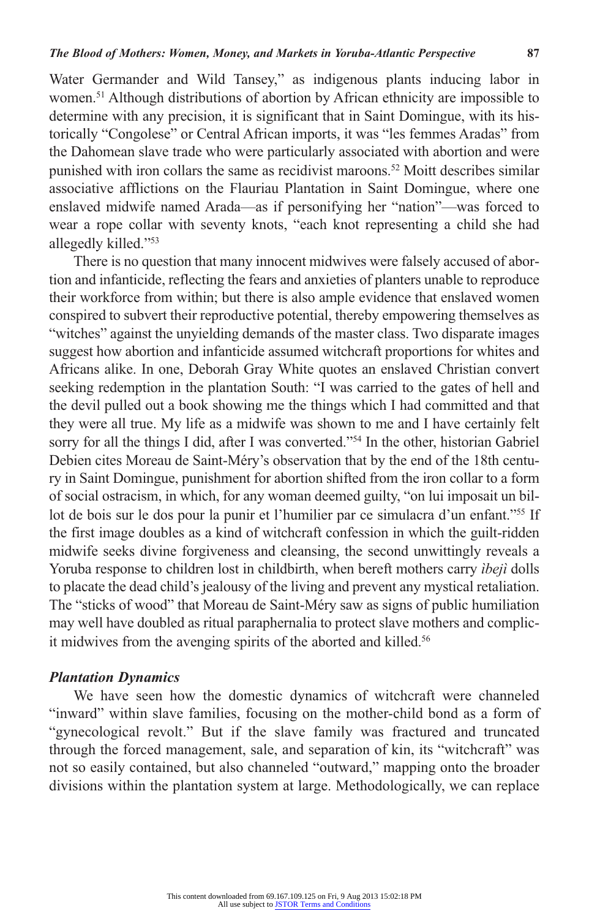Water Germander and Wild Tansey," as indigenous plants inducing labor in women.[51] Although distributions of abortion by African ethnicity are impossible to determine with any precision, it is significant that in Saint Domingue, with its historically "Congolese" or Central African imports, it was "les femmes Aradas" from the Dahomean slave trade who were particularly associated with abortion and were punished with iron collars the same as recidivist maroons.[52] Moitt describes similar associative afflictions on the Flauriau Plantation in Saint Domingue, where one enslaved midwife named Arada—as if personifying her "nation"—was forced to wear a rope collar with seventy knots, "each knot representing a child she had allegedly killed."[53]

There is no question that many innocent midwives were falsely accused of abortion and infanticide, reflecting the fears and anxieties of planters unable to reproduce their workforce from within; but there is also ample evidence that enslaved women conspired to subvert their reproductive potential, thereby empowering themselves as "witches" against the unyielding demands of the master class. Two disparate images suggest how abortion and infanticide assumed witchcraft proportions for whites and Africans alike. In one, Deborah Gray White quotes an enslaved Christian convert seeking redemption in the plantation South: "I was carried to the gates of hell and the devil pulled out a book showing me the things which I had committed and that they were all true. My life as a midwife was shown to me and I have certainly felt sorry for all the things I did, after I was converted."[54] In the other, historian Gabriel Debien cites Moreau de Saint-Méry's observation that by the end of the 18th century in Saint Domingue, punishment for abortion shifted from the iron collar to a form of social ostracism, in which, for any woman deemed guilty, "on lui imposait un billot de bois sur le dos pour la punir et l'humilier par ce simulacra d'un enfant."[55] If the first image doubles as a kind of witchcraft confession in which the guilt-ridden midwife seeks divine forgiveness and cleansing, the second unwittingly reveals a Yoruba response to children lost in childbirth, when bereft mothers carry *ìbejì* dolls to placate the dead child's jealousy of the living and prevent any mystical retaliation. The "sticks of wood" that Moreau de Saint-Méry saw as signs of public humiliation may well have doubled as ritual paraphernalia to protect slave mothers and complicit midwives from the avenging spirits of the aborted and killed.[56]

### *Plantation Dynamics*

We have seen how the domestic dynamics of witchcraft were channeled "inward" within slave families, focusing on the mother-child bond as a form of "gynecological revolt." But if the slave family was fractured and truncated through the forced management, sale, and separation of kin, its "witchcraft" was not so easily contained, but also channeled "outward," mapping onto the broader divisions within the plantation system at large. Methodologically, we can replace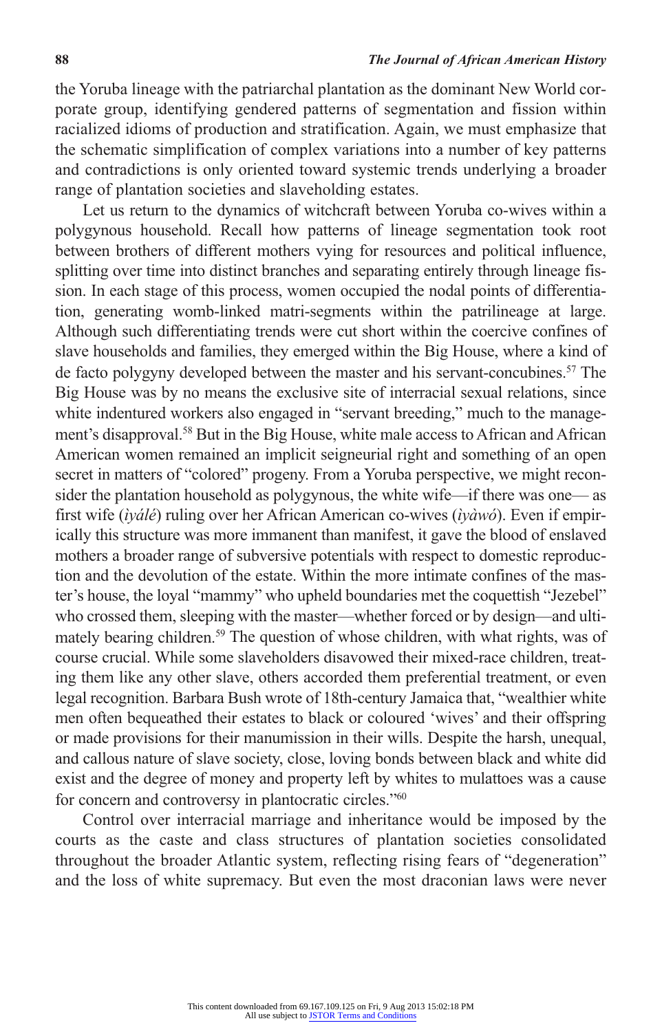the Yoruba lineage with the patriarchal plantation as the dominant New World corporate group, identifying gendered patterns of segmentation and fission within racialized idioms of production and stratification. Again, we must emphasize that the schematic simplification of complex variations into a number of key patterns and contradictions is only oriented toward systemic trends underlying a broader range of plantation societies and slaveholding estates.

Let us return to the dynamics of witchcraft between Yoruba co-wives within a polygynous household. Recall how patterns of lineage segmentation took root between brothers of different mothers vying for resources and political influence, splitting over time into distinct branches and separating entirely through lineage fission. In each stage of this process, women occupied the nodal points of differentiation, generating womb-linked matri-segments within the patrilineage at large. Although such differentiating trends were cut short within the coercive confines of slave households and families, they emerged within the Big House, where a kind of de facto polygyny developed between the master and his servant-concubines.[57] The Big House was by no means the exclusive site of interracial sexual relations, since white indentured workers also engaged in "servant breeding," much to the management's disapproval.[58] But in the Big House, white male access to African and African American women remained an implicit seigneurial right and something of an open secret in matters of "colored" progeny. From a Yoruba perspective, we might reconsider the plantation household as polygynous, the white wife—if there was one— as first wife (*ìyálé*) ruling over her African American co-wives (*ìyàwó*). Even if empirically this structure was more immanent than manifest, it gave the blood of enslaved mothers a broader range of subversive potentials with respect to domestic reproduction and the devolution of the estate. Within the more intimate confines of the master's house, the loyal "mammy" who upheld boundaries met the coquettish "Jezebel" who crossed them, sleeping with the master—whether forced or by design—and ultimately bearing children.[59] The question of whose children, with what rights, was of course crucial. While some slaveholders disavowed their mixed-race children, treating them like any other slave, others accorded them preferential treatment, or even legal recognition. Barbara Bush wrote of 18th-century Jamaica that, "wealthier white men often bequeathed their estates to black or coloured 'wives' and their offspring or made provisions for their manumission in their wills. Despite the harsh, unequal, and callous nature of slave society, close, loving bonds between black and white did exist and the degree of money and property left by whites to mulattoes was a cause for concern and controversy in plantocratic circles."[60]

Control over interracial marriage and inheritance would be imposed by the courts as the caste and class structures of plantation societies consolidated throughout the broader Atlantic system, reflecting rising fears of "degeneration" and the loss of white supremacy. But even the most draconian laws were never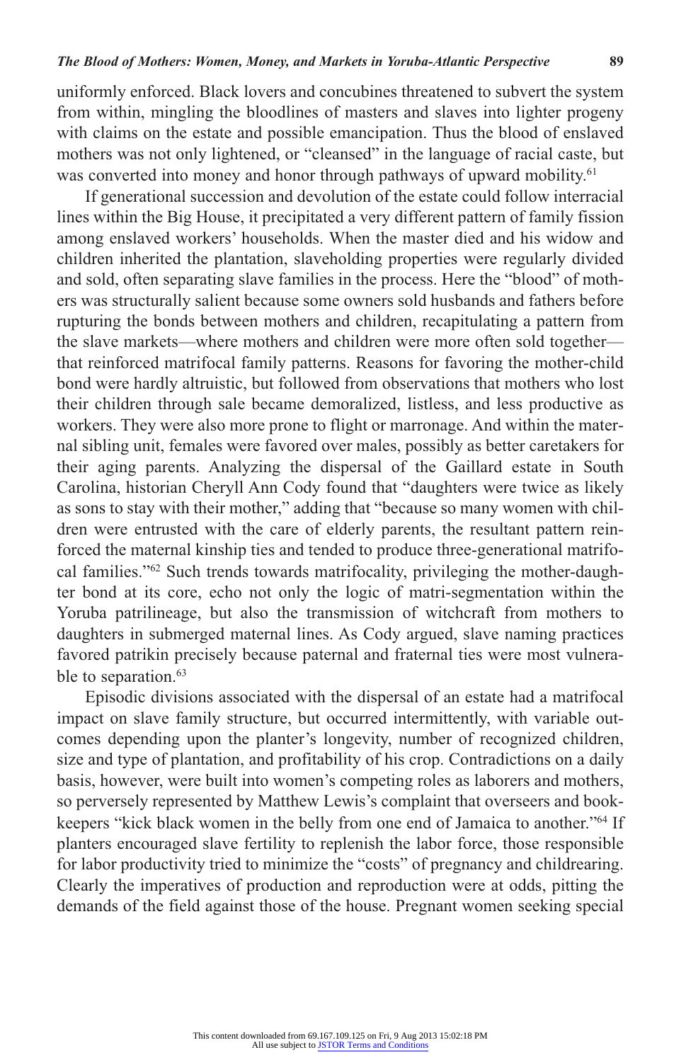uniformly enforced. Black lovers and concubines threatened to subvert the system from within, mingling the bloodlines of masters and slaves into lighter progeny with claims on the estate and possible emancipation. Thus the blood of enslaved mothers was not only lightened, or "cleansed" in the language of racial caste, but was converted into money and honor through pathways of upward mobility.[61]

If generational succession and devolution of the estate could follow interracial lines within the Big House, it precipitated a very different pattern of family fission among enslaved workers' households. When the master died and his widow and children inherited the plantation, slaveholding properties were regularly divided and sold, often separating slave families in the process. Here the "blood" of mothers was structurally salient because some owners sold husbands and fathers before rupturing the bonds between mothers and children, recapitulating a pattern from the slave markets—where mothers and children were more often sold together—that reinforced matrifocal family patterns. Reasons for favoring the mother-child bond were hardly altruistic, but followed from observations that mothers who lost their children through sale became demoralized, listless, and less productive as workers. They were also more prone to flight or marronage. And within the maternal sibling unit, females were favored over males, possibly as better caretakers for their aging parents. Analyzing the dispersal of the Gaillard estate in South Carolina, historian Cheryll Ann Cody found that "daughters were twice as likely as sons to stay with their mother," adding that "because so many women with children were entrusted with the care of elderly parents, the resultant pattern reinforced the maternal kinship ties and tended to produce three-generational matrifocal families."[62] Such trends towards matrifocality, privileging the mother-daughter bond at its core, echo not only the logic of matri-segmentation within the Yoruba patrilineage, but also the transmission of witchcraft from mothers to daughters in submerged maternal lines. As Cody argued, slave naming practices favored patrikin precisely because paternal and fraternal ties were most vulnerable to separation.[63]

Episodic divisions associated with the dispersal of an estate had a matrifocal impact on slave family structure, but occurred intermittently, with variable outcomes depending upon the planter's longevity, number of recognized children, size and type of plantation, and profitability of his crop. Contradictions on a daily basis, however, were built into women's competing roles as laborers and mothers, so perversely represented by Matthew Lewis's complaint that overseers and bookkeepers "kick black women in the belly from one end of Jamaica to another."[64] If planters encouraged slave fertility to replenish the labor force, those responsible for labor productivity tried to minimize the "costs" of pregnancy and childrearing. Clearly the imperatives of production and reproduction were at odds, pitting the demands of the field against those of the house. Pregnant women seeking special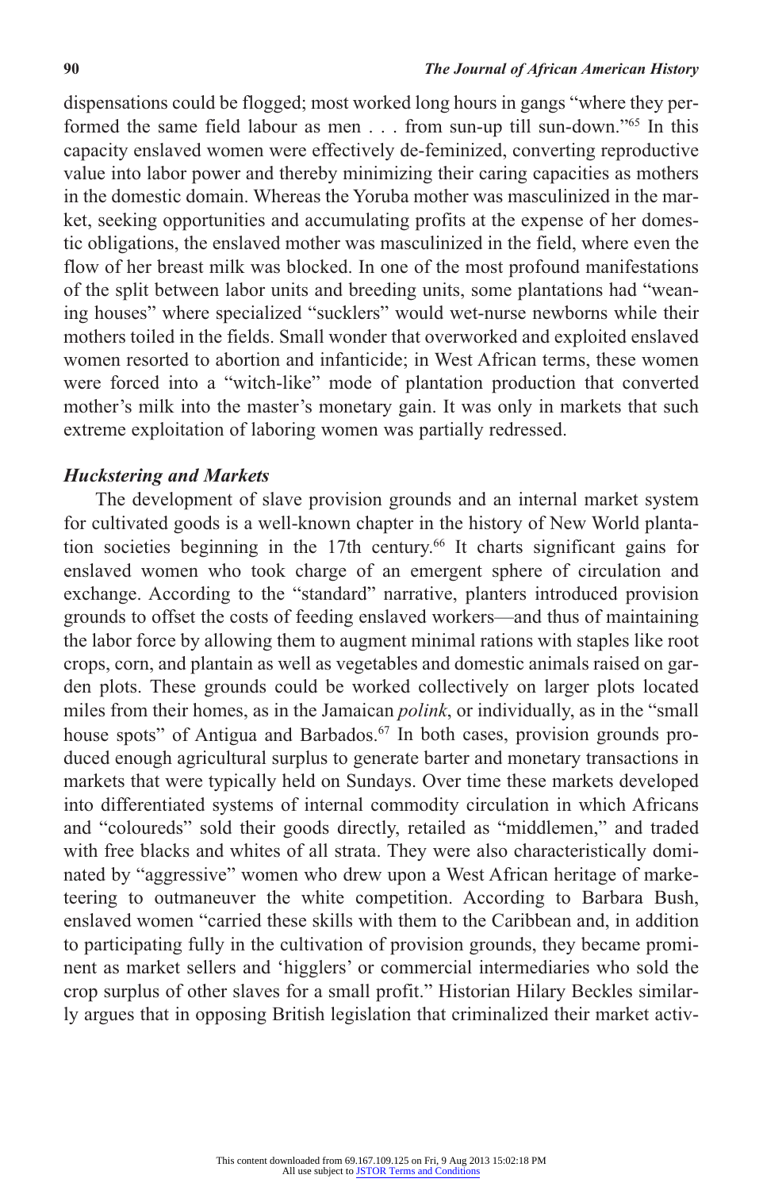dispensations could be flogged; most worked long hours in gangs "where they performed the same field labour as men . . . from sun-up till sun-down."[65] In this capacity enslaved women were effectively de-feminized, converting reproductive value into labor power and thereby minimizing their caring capacities as mothers in the domestic domain. Whereas the Yoruba mother was masculinized in the market, seeking opportunities and accumulating profits at the expense of her domestic obligations, the enslaved mother was masculinized in the field, where even the flow of her breast milk was blocked. In one of the most profound manifestations of the split between labor units and breeding units, some plantations had "weaning houses" where specialized "sucklers" would wet-nurse newborns while their mothers toiled in the fields. Small wonder that overworked and exploited enslaved women resorted to abortion and infanticide; in West African terms, these women were forced into a "witch-like" mode of plantation production that converted mother's milk into the master's monetary gain. It was only in markets that such extreme exploitation of laboring women was partially redressed.

### *Huckstering and Markets*

The development of slave provision grounds and an internal market system for cultivated goods is a well-known chapter in the history of New World plantation societies beginning in the 17th century.[66] It charts significant gains for enslaved women who took charge of an emergent sphere of circulation and exchange. According to the "standard" narrative, planters introduced provision grounds to offset the costs of feeding enslaved workers—and thus of maintaining the labor force by allowing them to augment minimal rations with staples like root crops, corn, and plantain as well as vegetables and domestic animals raised on garden plots. These grounds could be worked collectively on larger plots located miles from their homes, as in the Jamaican *polink*, or individually, as in the "small house spots" of Antigua and Barbados.[67] In both cases, provision grounds produced enough agricultural surplus to generate barter and monetary transactions in markets that were typically held on Sundays. Over time these markets developed into differentiated systems of internal commodity circulation in which Africans and "coloureds" sold their goods directly, retailed as "middlemen," and traded with free blacks and whites of all strata. They were also characteristically dominated by "aggressive" women who drew upon a West African heritage of marketeering to outmaneuver the white competition. According to Barbara Bush, enslaved women "carried these skills with them to the Caribbean and, in addition to participating fully in the cultivation of provision grounds, they became prominent as market sellers and 'higglers' or commercial intermediaries who sold the crop surplus of other slaves for a small profit." Historian Hilary Beckles similarly argues that in opposing British legislation that criminalized their market activ-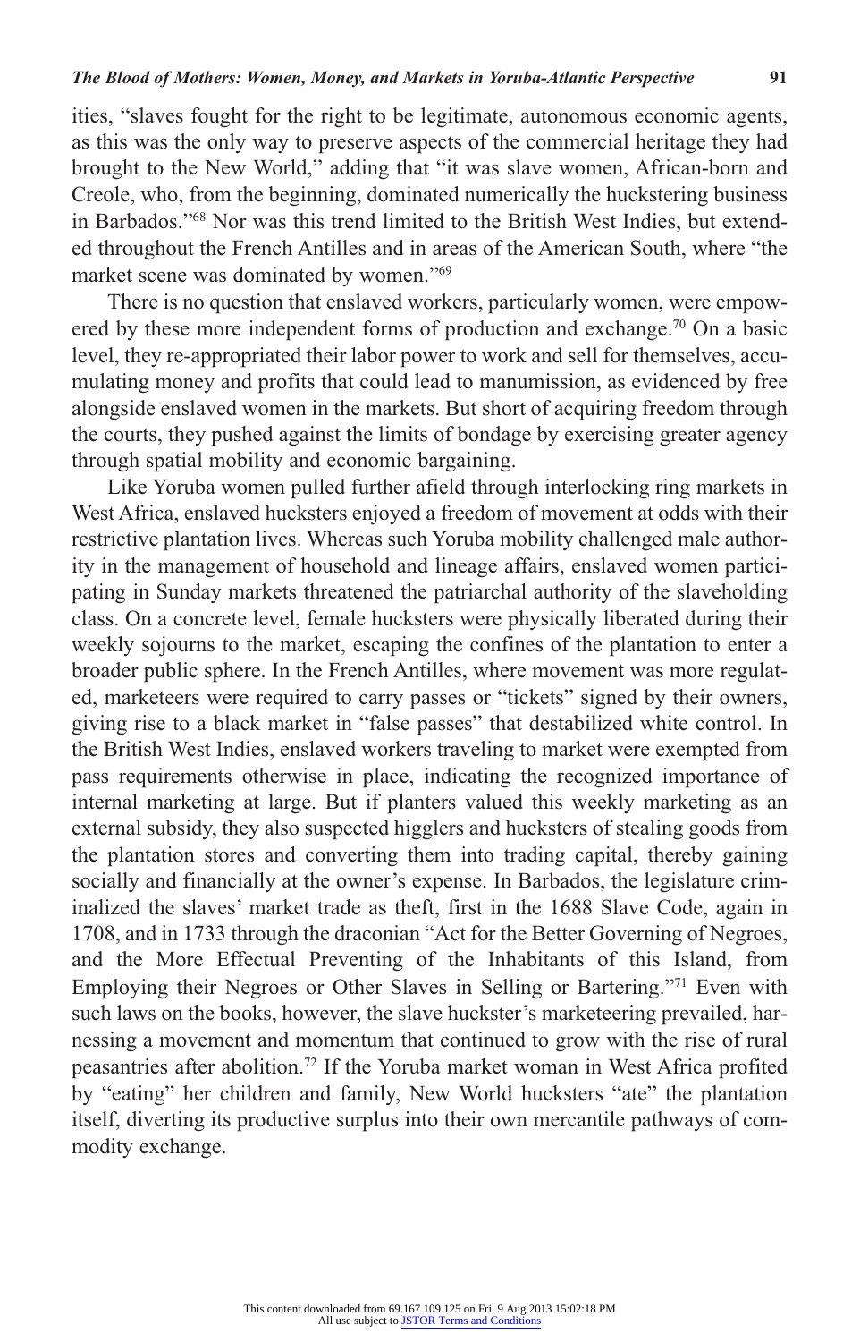ities, "slaves fought for the right to be legitimate, autonomous economic agents, as this was the only way to preserve aspects of the commercial heritage they had brought to the New World," adding that "it was slave women, African-born and Creole, who, from the beginning, dominated numerically the huckstering business in Barbados."[68] Nor was this trend limited to the British West Indies, but extended throughout the French Antilles and in areas of the American South, where "the market scene was dominated by women."[69]

There is no question that enslaved workers, particularly women, were empowered by these more independent forms of production and exchange.[70] On a basic level, they re-appropriated their labor power to work and sell for themselves, accumulating money and profits that could lead to manumission, as evidenced by free alongside enslaved women in the markets. But short of acquiring freedom through the courts, they pushed against the limits of bondage by exercising greater agency through spatial mobility and economic bargaining.

Like Yoruba women pulled further afield through interlocking ring markets in West Africa, enslaved hucksters enjoyed a freedom of movement at odds with their restrictive plantation lives. Whereas such Yoruba mobility challenged male authority in the management of household and lineage affairs, enslaved women participating in Sunday markets threatened the patriarchal authority of the slaveholding class. On a concrete level, female hucksters were physically liberated during their weekly sojourns to the market, escaping the confines of the plantation to enter a broader public sphere. In the French Antilles, where movement was more regulated, marketeers were required to carry passes or "tickets" signed by their owners, giving rise to a black market in "false passes" that destabilized white control. In the British West Indies, enslaved workers traveling to market were exempted from pass requirements otherwise in place, indicating the recognized importance of internal marketing at large. But if planters valued this weekly marketing as an external subsidy, they also suspected higglers and hucksters of stealing goods from the plantation stores and converting them into trading capital, thereby gaining socially and financially at the owner's expense. In Barbados, the legislature criminalized the slaves' market trade as theft, first in the 1688 Slave Code, again in 1708, and in 1733 through the draconian "Act for the Better Governing of Negroes, and the More Effectual Preventing of the Inhabitants of this Island, from Employing their Negroes or Other Slaves in Selling or Bartering."[71] Even with such laws on the books, however, the slave huckster's marketeering prevailed, harnessing a movement and momentum that continued to grow with the rise of rural peasantries after abolition.[72] If the Yoruba market woman in West Africa profited by "eating" her children and family, New World hucksters "ate" the plantation itself, diverting its productive surplus into their own mercantile pathways of commodity exchange.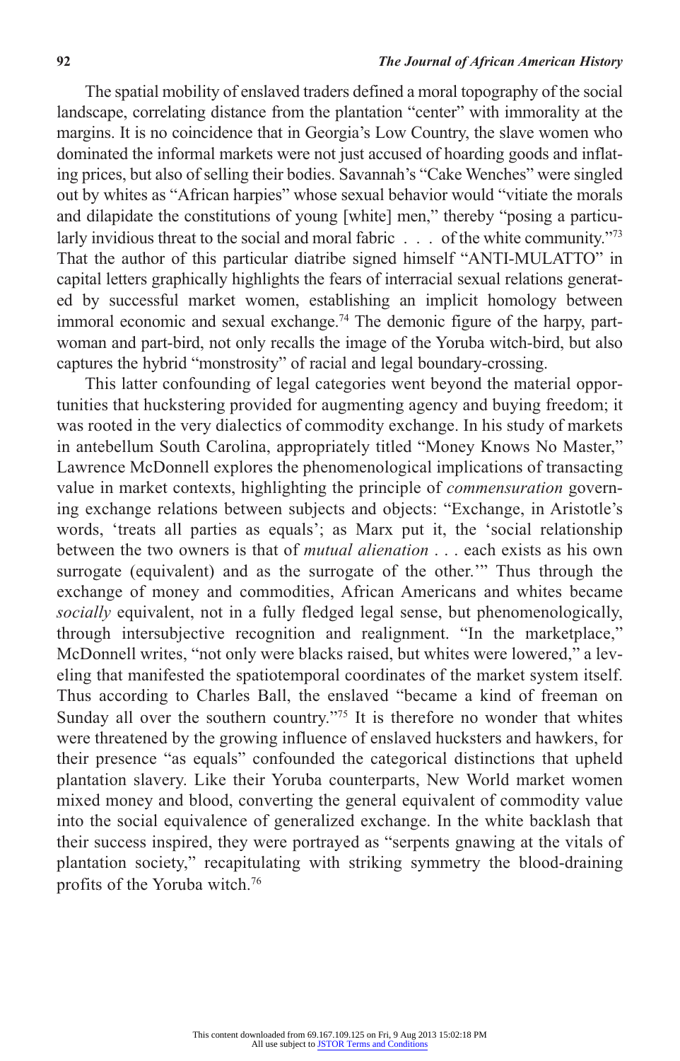The spatial mobility of enslaved traders defined a moral topography of the social landscape, correlating distance from the plantation "center" with immorality at the margins. It is no coincidence that in Georgia's Low Country, the slave women who dominated the informal markets were not just accused of hoarding goods and inflating prices, but also of selling their bodies. Savannah's "Cake Wenches" were singled out by whites as "African harpies" whose sexual behavior would "vitiate the morals and dilapidate the constitutions of young [white] men," thereby "posing a particularly invidious threat to the social and moral fabric . . . of the white community."[73] That the author of this particular diatribe signed himself "ANTI-MULATTO" in capital letters graphically highlights the fears of interracial sexual relations generated by successful market women, establishing an implicit homology between immoral economic and sexual exchange.[74] The demonic figure of the harpy, part-woman and part-bird, not only recalls the image of the Yoruba witch-bird, but also captures the hybrid "monstrosity" of racial and legal boundary-crossing.

This latter confounding of legal categories went beyond the material opportunities that huckstering provided for augmenting agency and buying freedom; it was rooted in the very dialectics of commodity exchange. In his study of markets in antebellum South Carolina, appropriately titled "Money Knows No Master," Lawrence McDonnell explores the phenomenological implications of transacting value in market contexts, highlighting the principle of *commensuration* governing exchange relations between subjects and objects: "Exchange, in Aristotle's words, 'treats all parties as equals'; as Marx put it, the 'social relationship between the two owners is that of *mutual alienation* . . . each exists as his own surrogate (equivalent) and as the surrogate of the other.'" Thus through the exchange of money and commodities, African Americans and whites became *socially* equivalent, not in a fully fledged legal sense, but phenomenologically, through intersubjective recognition and realignment. "In the marketplace," McDonnell writes, "not only were blacks raised, but whites were lowered," a leveling that manifested the spatiotemporal coordinates of the market system itself. Thus according to Charles Ball, the enslaved "became a kind of freeman on Sunday all over the southern country."[75] It is therefore no wonder that whites were threatened by the growing influence of enslaved hucksters and hawkers, for their presence "as equals" confounded the categorical distinctions that upheld plantation slavery. Like their Yoruba counterparts, New World market women mixed money and blood, converting the general equivalent of commodity value into the social equivalence of generalized exchange. In the white backlash that their success inspired, they were portrayed as "serpents gnawing at the vitals of plantation society," recapitulating with striking symmetry the blood-draining profits of the Yoruba witch.[76]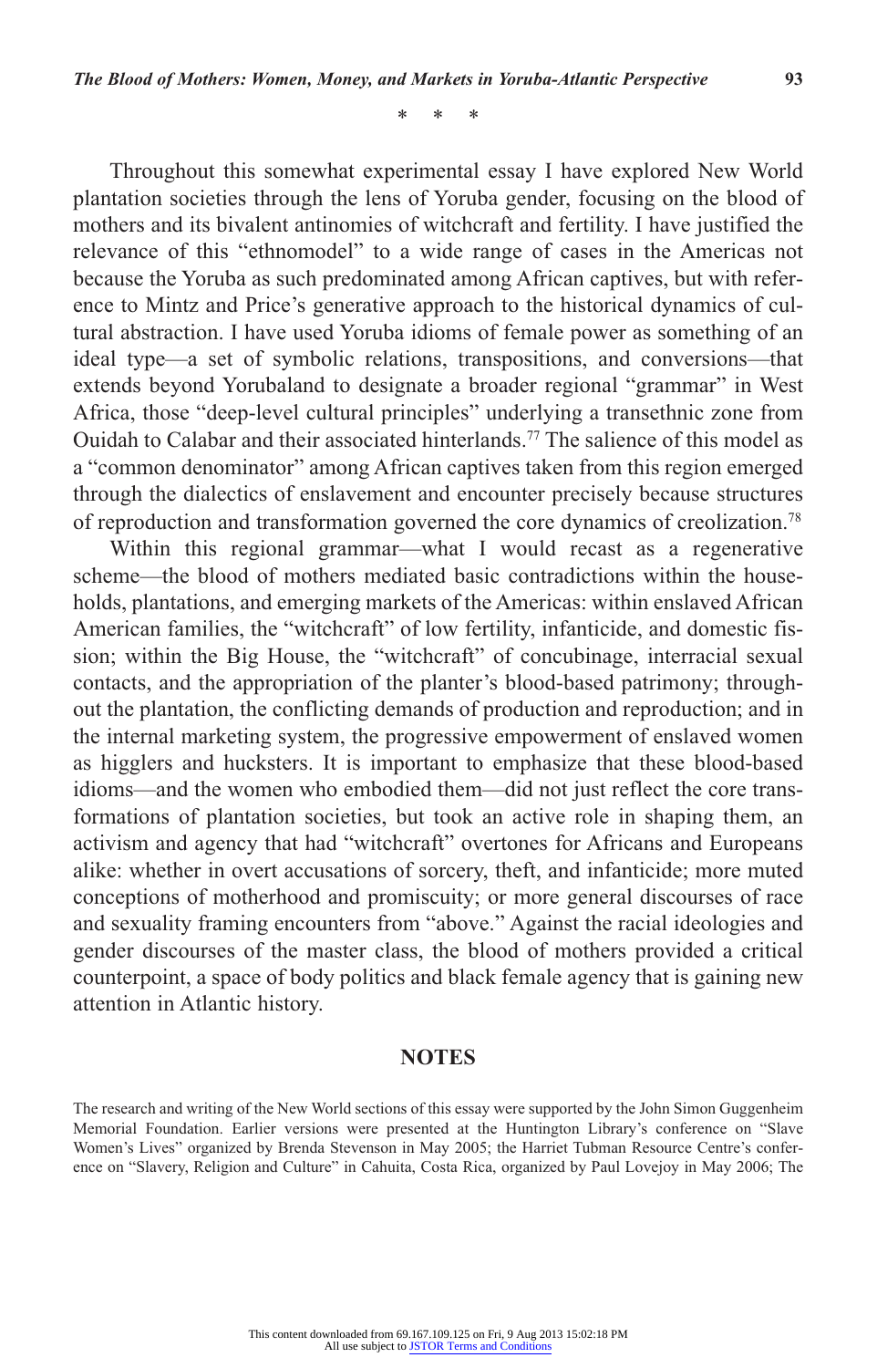\* \* \*

Throughout this somewhat experimental essay I have explored New World plantation societies through the lens of Yoruba gender, focusing on the blood of mothers and its bivalent antinomies of witchcraft and fertility. I have justified the relevance of this "ethnomodel" to a wide range of cases in the Americas not because the Yoruba as such predominated among African captives, but with reference to Mintz and Price's generative approach to the historical dynamics of cultural abstraction. I have used Yoruba idioms of female power as something of an ideal type—a set of symbolic relations, transpositions, and conversions—that extends beyond Yorubaland to designate a broader regional "grammar" in West Africa, those "deep-level cultural principles" underlying a transethnic zone from Ouidah to Calabar and their associated hinterlands.[77] The salience of this model as a "common denominator" among African captives taken from this region emerged through the dialectics of enslavement and encounter precisely because structures of reproduction and transformation governed the core dynamics of creolization.[78]

Within this regional grammar—what I would recast as a regenerative scheme—the blood of mothers mediated basic contradictions within the households, plantations, and emerging markets of the Americas: within enslaved African American families, the "witchcraft" of low fertility, infanticide, and domestic fission; within the Big House, the "witchcraft" of concubinage, interracial sexual contacts, and the appropriation of the planter's blood-based patrimony; throughout the plantation, the conflicting demands of production and reproduction; and in the internal marketing system, the progressive empowerment of enslaved women as higglers and hucksters. It is important to emphasize that these blood-based idioms—and the women who embodied them—did not just reflect the core transformations of plantation societies, but took an active role in shaping them, an activism and agency that had "witchcraft" overtones for Africans and Europeans alike: whether in overt accusations of sorcery, theft, and infanticide; more muted conceptions of motherhood and promiscuity; or more general discourses of race and sexuality framing encounters from "above." Against the racial ideologies and gender discourses of the master class, the blood of mothers provided a critical counterpoint, a space of body politics and black female agency that is gaining new attention in Atlantic history.

## NOTES

The research and writing of the New World sections of this essay were supported by the John Simon Guggenheim Memorial Foundation. Earlier versions were presented at the Huntington Library's conference on "Slave Women's Lives" organized by Brenda Stevenson in May 2005; the Harriet Tubman Resource Centre's conference on "Slavery, Religion and Culture" in Cahuita, Costa Rica, organized by Paul Lovejoy in May 2006; The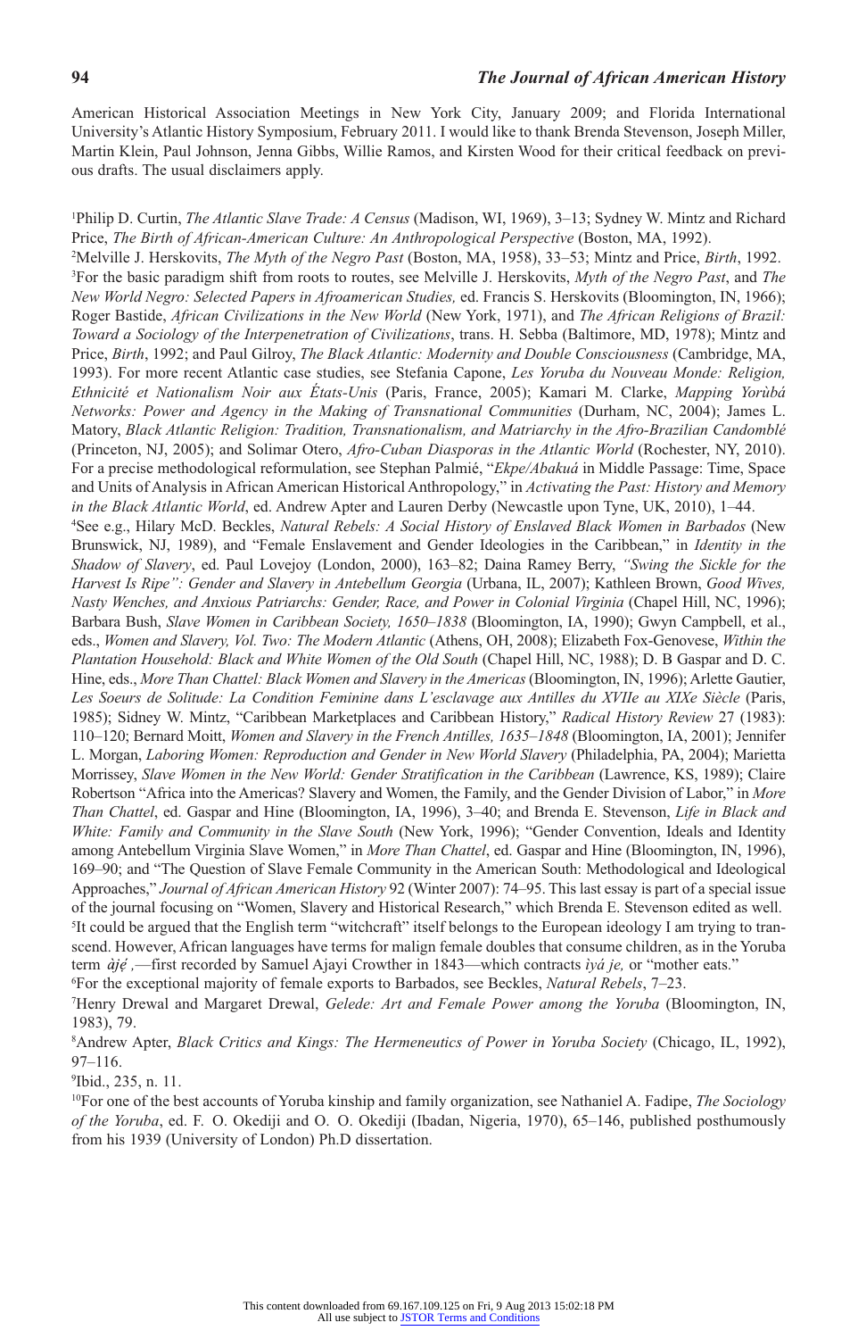American Historical Association Meetings in New York City, January 2009; and Florida International University's Atlantic History Symposium, February 2011. I would like to thank Brenda Stevenson, Joseph Miller, Martin Klein, Paul Johnson, Jenna Gibbs, Willie Ramos, and Kirsten Wood for their critical feedback on previous drafts. The usual disclaimers apply.

[1]Philip D. Curtin, *The Atlantic Slave Trade: A Census* (Madison, WI, 1969), 3–13; Sydney W. Mintz and Richard Price, *The Birth of African-American Culture: An Anthropological Perspective* (Boston, MA, 1992).

[2]Melville J. Herskovits, *The Myth of the Negro Past* (Boston, MA, 1958), 33–53; Mintz and Price, *Birth*, 1992.

[3]For the basic paradigm shift from roots to routes, see Melville J. Herskovits, *Myth of the Negro Past*, and *The New World Negro: Selected Papers in Afroamerican Studies,* ed. Francis S. Herskovits (Bloomington, IN, 1966); Roger Bastide, *African Civilizations in the New World* (New York, 1971), and *The African Religions of Brazil: Toward a Sociology of the Interpenetration of Civilizations*, trans. H. Sebba (Baltimore, MD, 1978); Mintz and Price, *Birth*, 1992; and Paul Gilroy, *The Black Atlantic: Modernity and Double Consciousness* (Cambridge, MA, 1993). For more recent Atlantic case studies, see Stefania Capone, *Les Yoruba du Nouveau Monde: Religion, Ethnicité et Nationalism Noir aux États-Unis* (Paris, France, 2005); Kamari M. Clarke, *Mapping Yorùbá Networks: Power and Agency in the Making of Transnational Communities* (Durham, NC, 2004); James L. Matory, *Black Atlantic Religion: Tradition, Transnationalism, and Matriarchy in the Afro-Brazilian Candomblé* (Princeton, NJ, 2005); and Solimar Otero, *Afro-Cuban Diasporas in the Atlantic World* (Rochester, NY, 2010). For a precise methodological reformulation, see Stephan Palmié, "*Ekpe/Abakuá* in Middle Passage: Time, Space and Units of Analysis in African American Historical Anthropology," in *Activating the Past: History and Memory in the Black Atlantic World*, ed. Andrew Apter and Lauren Derby (Newcastle upon Tyne, UK, 2010), 1–44.

[4]See e.g., Hilary McD. Beckles, *Natural Rebels: A Social History of Enslaved Black Women in Barbados* (New Brunswick, NJ, 1989), and "Female Enslavement and Gender Ideologies in the Caribbean," in *Identity in the Shadow of Slavery*, ed. Paul Lovejoy (London, 2000), 163–82; Daina Ramey Berry, *"Swing the Sickle for the Harvest Is Ripe": Gender and Slavery in Antebellum Georgia* (Urbana, IL, 2007); Kathleen Brown, *Good Wives, Nasty Wenches, and Anxious Patriarchs: Gender, Race, and Power in Colonial Virginia* (Chapel Hill, NC, 1996); Barbara Bush, *Slave Women in Caribbean Society, 1650–1838* (Bloomington, IA, 1990); Gwyn Campbell, et al., eds., *Women and Slavery, Vol. Two: The Modern Atlantic* (Athens, OH, 2008); Elizabeth Fox-Genovese, *Within the Plantation Household: Black and White Women of the Old South* (Chapel Hill, NC, 1988); D. B Gaspar and D. C. Hine, eds., *More Than Chattel: Black Women and Slavery in the Americas* (Bloomington, IN, 1996); Arlette Gautier, *Les Soeurs de Solitude: La Condition Feminine dans L'esclavage aux Antilles du XVIIe au XIXe Siècle* (Paris, 1985); Sidney W. Mintz, "Caribbean Marketplaces and Caribbean History," *Radical History Review* 27 (1983): 110–120; Bernard Moitt, *Women and Slavery in the French Antilles, 1635–1848* (Bloomington, IA, 2001); Jennifer L. Morgan, *Laboring Women: Reproduction and Gender in New World Slavery* (Philadelphia, PA, 2004); Marietta Morrissey, *Slave Women in the New World: Gender Stratification in the Caribbean* (Lawrence, KS, 1989); Claire Robertson "Africa into the Americas? Slavery and Women, the Family, and the Gender Division of Labor," in *More Than Chattel*, ed. Gaspar and Hine (Bloomington, IA, 1996), 3–40; and Brenda E. Stevenson, *Life in Black and White: Family and Community in the Slave South* (New York, 1996); "Gender Convention, Ideals and Identity among Antebellum Virginia Slave Women," in *More Than Chattel*, ed. Gaspar and Hine (Bloomington, IN, 1996), 169–90; and "The Question of Slave Female Community in the American South: Methodological and Ideological Approaches," *Journal of African American History* 92 (Winter 2007): 74–95. This last essay is part of a special issue of the journal focusing on "Women, Slavery and Historical Research," which Brenda E. Stevenson edited as well.

[5]It could be argued that the English term "witchcraft" itself belongs to the European ideology I am trying to transcend. However, African languages have terms for malign female doubles that consume children, as in the Yoruba term *àjẹ́* ,—first recorded by Samuel Ajayi Crowther in 1843—which contracts *ìyá je,* or "mother eats."

[6]For the exceptional majority of female exports to Barbados, see Beckles, *Natural Rebels*, 7–23.

[7]Henry Drewal and Margaret Drewal, *Gelede: Art and Female Power among the Yoruba* (Bloomington, IN, 1983), 79.

[8]Andrew Apter, *Black Critics and Kings: The Hermeneutics of Power in Yoruba Society* (Chicago, IL, 1992), 97–116.

[9]Ibid., 235, n. 11.

[10]For one of the best accounts of Yoruba kinship and family organization, see Nathaniel A. Fadipe, *The Sociology of the Yoruba*, ed. F. O. Okediji and O. O. Okediji (Ibadan, Nigeria, 1970), 65–146, published posthumously from his 1939 (University of London) Ph.D dissertation.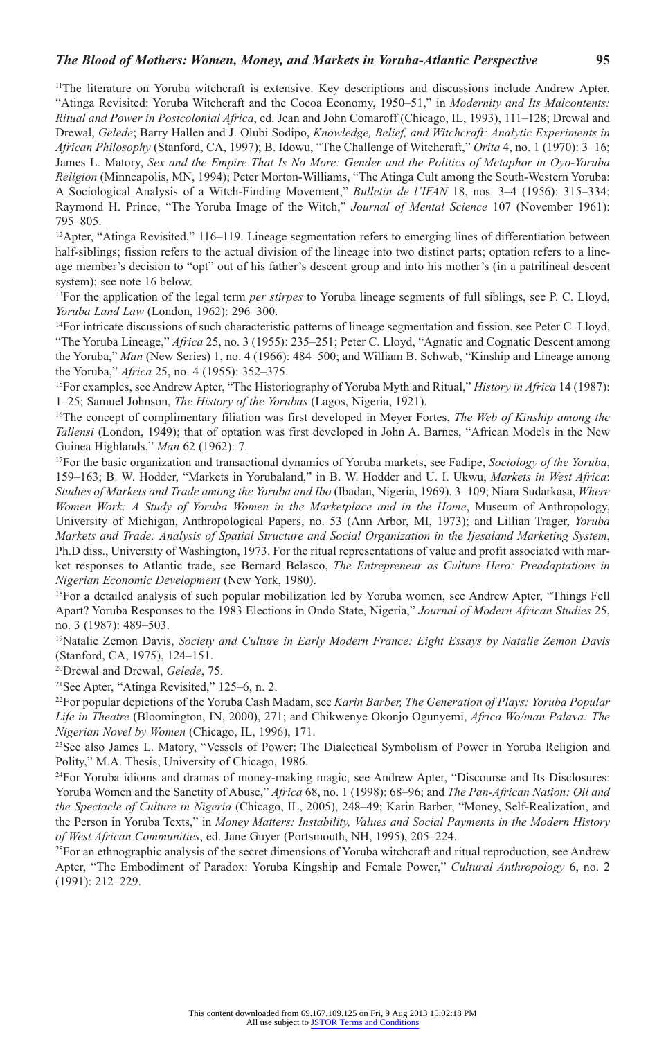[11]The literature on Yoruba witchcraft is extensive. Key descriptions and discussions include Andrew Apter, "Atinga Revisited: Yoruba Witchcraft and the Cocoa Economy, 1950–51," in *Modernity and Its Malcontents: Ritual and Power in Postcolonial Africa*, ed. Jean and John Comaroff (Chicago, IL, 1993), 111–128; Drewal and Drewal, *Gelede*; Barry Hallen and J. Olubi Sodipo, *Knowledge, Belief, and Witchcraft: Analytic Experiments in African Philosophy* (Stanford, CA, 1997); B. Idowu, "The Challenge of Witchcraft," *Orita* 4, no. 1 (1970): 3–16; James L. Matory, *Sex and the Empire That Is No More: Gender and the Politics of Metaphor in Oyo-Yoruba Religion* (Minneapolis, MN, 1994); Peter Morton-Williams, "The Atinga Cult among the South-Western Yoruba: A Sociological Analysis of a Witch-Finding Movement," *Bulletin de l'IFAN* 18, nos. 3–4 (1956): 315–334; Raymond H. Prince, "The Yoruba Image of the Witch," *Journal of Mental Science* 107 (November 1961): 795–805.

[12]Apter, "Atinga Revisited," 116–119. Lineage segmentation refers to emerging lines of differentiation between half-siblings; fission refers to the actual division of the lineage into two distinct parts; optation refers to a lineage member's decision to "opt" out of his father's descent group and into his mother's (in a patrilineal descent system); see note 16 below.

[13]For the application of the legal term *per stirpes* to Yoruba lineage segments of full siblings, see P. C. Lloyd, *Yoruba Land Law* (London, 1962): 296–300.

[14]For intricate discussions of such characteristic patterns of lineage segmentation and fission, see Peter C. Lloyd, "The Yoruba Lineage," *Africa* 25, no. 3 (1955): 235–251; Peter C. Lloyd, "Agnatic and Cognatic Descent among the Yoruba," *Man* (New Series) 1, no. 4 (1966): 484–500; and William B. Schwab, "Kinship and Lineage among the Yoruba," *Africa* 25, no. 4 (1955): 352–375.

[15]For examples, see Andrew Apter, "The Historiography of Yoruba Myth and Ritual," *History in Africa* 14 (1987): 1–25; Samuel Johnson, *The History of the Yorubas* (Lagos, Nigeria, 1921).

[16]The concept of complimentary filiation was first developed in Meyer Fortes, *The Web of Kinship among the Tallensi* (London, 1949); that of optation was first developed in John A. Barnes, "African Models in the New Guinea Highlands," *Man* 62 (1962): 7.

[17]For the basic organization and transactional dynamics of Yoruba markets, see Fadipe, *Sociology of the Yoruba*, 159–163; B. W. Hodder, "Markets in Yorubaland," in B. W. Hodder and U. I. Ukwu, *Markets in West Africa*: *Studies of Markets and Trade among the Yoruba and Ibo* (Ibadan, Nigeria, 1969), 3–109; Niara Sudarkasa, *Where Women Work: A Study of Yoruba Women in the Marketplace and in the Home*, Museum of Anthropology, University of Michigan, Anthropological Papers, no. 53 (Ann Arbor, MI, 1973); and Lillian Trager, *Yoruba Markets and Trade: Analysis of Spatial Structure and Social Organization in the Ijesaland Marketing System*, Ph.D diss., University of Washington, 1973. For the ritual representations of value and profit associated with market responses to Atlantic trade, see Bernard Belasco, *The Entrepreneur as Culture Hero: Preadaptations in Nigerian Economic Development* (New York, 1980).

[18]For a detailed analysis of such popular mobilization led by Yoruba women, see Andrew Apter, "Things Fell Apart? Yoruba Responses to the 1983 Elections in Ondo State, Nigeria," *Journal of Modern African Studies* 25, no. 3 (1987): 489–503.

[19]Natalie Zemon Davis, *Society and Culture in Early Modern France: Eight Essays by Natalie Zemon Davis* (Stanford, CA, 1975), 124–151.

[20]Drewal and Drewal, *Gelede*, 75.

[21]See Apter, "Atinga Revisited," 125–6, n. 2.

[22]For popular depictions of the Yoruba Cash Madam, see *Karin Barber, The Generation of Plays: Yoruba Popular Life in Theatre* (Bloomington, IN, 2000), 271; and Chikwenye Okonjo Ogunyemi, *Africa Wo/man Palava: The Nigerian Novel by Women* (Chicago, IL, 1996), 171.

[23]See also James L. Matory, "Vessels of Power: The Dialectical Symbolism of Power in Yoruba Religion and Polity," M.A. Thesis, University of Chicago, 1986.

[24]For Yoruba idioms and dramas of money-making magic, see Andrew Apter, "Discourse and Its Disclosures: Yoruba Women and the Sanctity of Abuse," *Africa* 68, no. 1 (1998): 68–96; and *The Pan-African Nation: Oil and the Spectacle of Culture in Nigeria* (Chicago, IL, 2005), 248–49; Karin Barber, "Money, Self-Realization, and the Person in Yoruba Texts," in *Money Matters: Instability, Values and Social Payments in the Modern History of West African Communities*, ed. Jane Guyer (Portsmouth, NH, 1995), 205–224.

[25]For an ethnographic analysis of the secret dimensions of Yoruba witchcraft and ritual reproduction, see Andrew Apter, "The Embodiment of Paradox: Yoruba Kingship and Female Power," *Cultural Anthropology* 6, no. 2 (1991): 212–229.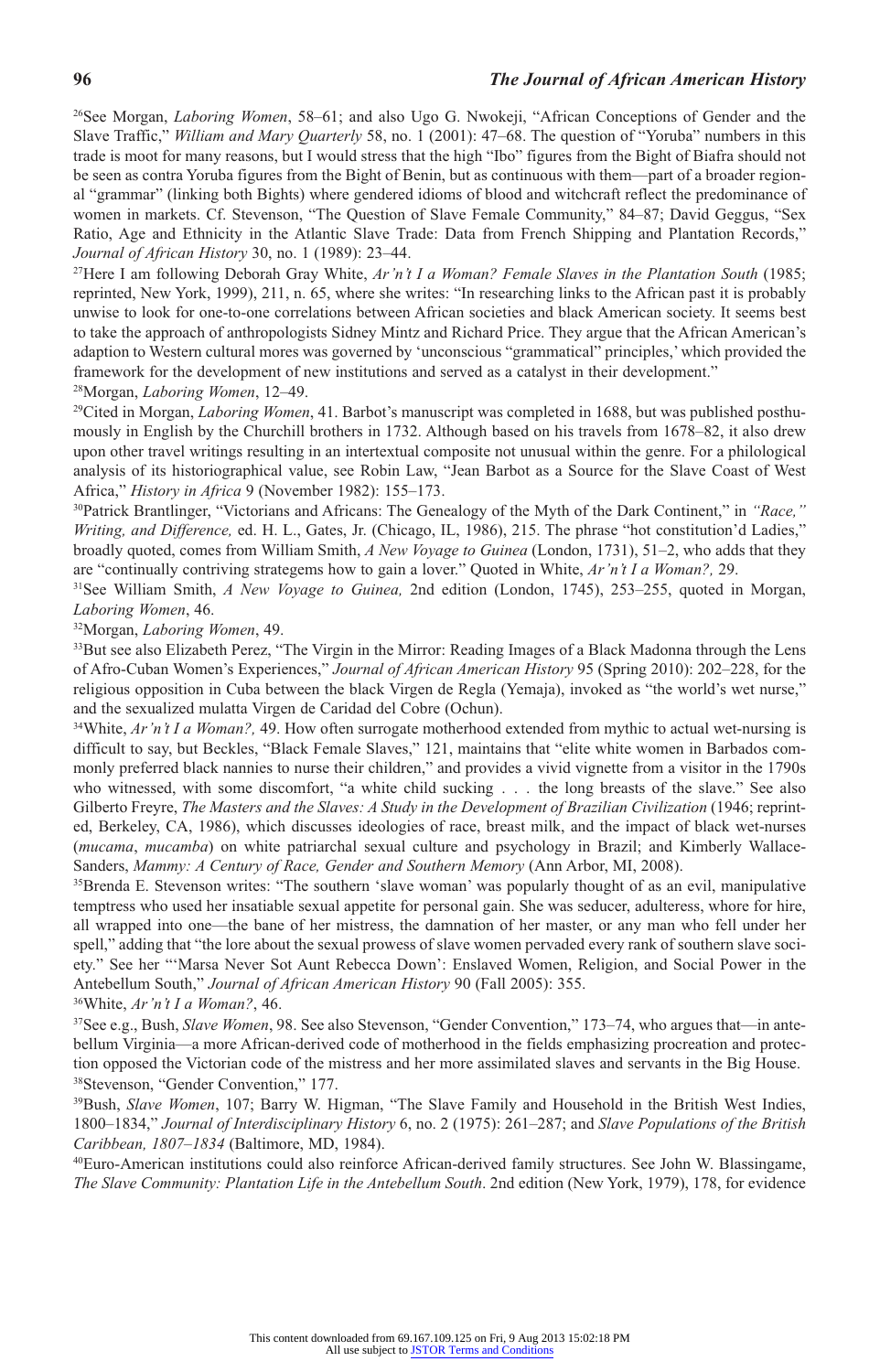[26]See Morgan, *Laboring Women*, 58–61; and also Ugo G. Nwokeji, "African Conceptions of Gender and the Slave Traffic," *William and Mary Quarterly* 58, no. 1 (2001): 47–68. The question of "Yoruba" numbers in this trade is moot for many reasons, but I would stress that the high "Ibo" figures from the Bight of Biafra should not be seen as contra Yoruba figures from the Bight of Benin, but as continuous with them—part of a broader regional "grammar" (linking both Bights) where gendered idioms of blood and witchcraft reflect the predominance of women in markets. Cf. Stevenson, "The Question of Slave Female Community," 84–87; David Geggus, "Sex Ratio, Age and Ethnicity in the Atlantic Slave Trade: Data from French Shipping and Plantation Records," *Journal of African History* 30, no. 1 (1989): 23–44.

[27]Here I am following Deborah Gray White, *Ar'n't I a Woman? Female Slaves in the Plantation South* (1985; reprinted, New York, 1999), 211, n. 65, where she writes: "In researching links to the African past it is probably unwise to look for one-to-one correlations between African societies and black American society. It seems best to take the approach of anthropologists Sidney Mintz and Richard Price. They argue that the African American's adaption to Western cultural mores was governed by 'unconscious "grammatical" principles,' which provided the framework for the development of new institutions and served as a catalyst in their development."

[28]Morgan, *Laboring Women*, 12–49.

[29]Cited in Morgan, *Laboring Women*, 41. Barbot's manuscript was completed in 1688, but was published posthumously in English by the Churchill brothers in 1732. Although based on his travels from 1678–82, it also drew upon other travel writings resulting in an intertextual composite not unusual within the genre. For a philological analysis of its historiographical value, see Robin Law, "Jean Barbot as a Source for the Slave Coast of West Africa," *History in Africa* 9 (November 1982): 155–173.

[30]Patrick Brantlinger, "Victorians and Africans: The Genealogy of the Myth of the Dark Continent," in *"Race," Writing, and Difference,* ed. H. L., Gates, Jr. (Chicago, IL, 1986), 215. The phrase "hot constitution'd Ladies," broadly quoted, comes from William Smith, *A New Voyage to Guinea* (London, 1731), 51–2, who adds that they are "continually contriving strategems how to gain a lover." Quoted in White, *Ar'n't I a Woman?,* 29.

[31]See William Smith, *A New Voyage to Guinea,* 2nd edition (London, 1745), 253–255, quoted in Morgan, *Laboring Women*, 46.

[32]Morgan, *Laboring Women*, 49.

[33]But see also Elizabeth Perez, "The Virgin in the Mirror: Reading Images of a Black Madonna through the Lens of Afro-Cuban Women's Experiences," *Journal of African American History* 95 (Spring 2010): 202–228, for the religious opposition in Cuba between the black Virgen de Regla (Yemaja), invoked as "the world's wet nurse," and the sexualized mulatta Virgen de Caridad del Cobre (Ochun).

[34]White, *Ar'n't I a Woman?,* 49. How often surrogate motherhood extended from mythic to actual wet-nursing is difficult to say, but Beckles, "Black Female Slaves," 121, maintains that "elite white women in Barbados commonly preferred black nannies to nurse their children," and provides a vivid vignette from a visitor in the 1790s who witnessed, with some discomfort, "a white child sucking . . . the long breasts of the slave." See also Gilberto Freyre, *The Masters and the Slaves: A Study in the Development of Brazilian Civilization* (1946; reprinted, Berkeley, CA, 1986), which discusses ideologies of race, breast milk, and the impact of black wet-nurses (*mucama*, *mucamba*) on white patriarchal sexual culture and psychology in Brazil; and Kimberly Wallace-Sanders, *Mammy: A Century of Race, Gender and Southern Memory* (Ann Arbor, MI, 2008).

[35]Brenda E. Stevenson writes: "The southern 'slave woman' was popularly thought of as an evil, manipulative temptress who used her insatiable sexual appetite for personal gain. She was seducer, adulteress, whore for hire, all wrapped into one—the bane of her mistress, the damnation of her master, or any man who fell under her spell," adding that "the lore about the sexual prowess of slave women pervaded every rank of southern slave society." See her "'Marsa Never Sot Aunt Rebecca Down': Enslaved Women, Religion, and Social Power in the Antebellum South," *Journal of African American History* 90 (Fall 2005): 355.

[36]White, *Ar'n't I a Woman?*, 46.

[37]See e.g., Bush, *Slave Women*, 98. See also Stevenson, "Gender Convention," 173–74, who argues that—in antebellum Virginia—a more African-derived code of motherhood in the fields emphasizing procreation and protection opposed the Victorian code of the mistress and her more assimilated slaves and servants in the Big House.

[38]Stevenson, "Gender Convention," 177.

[39]Bush, *Slave Women*, 107; Barry W. Higman, "The Slave Family and Household in the British West Indies, 1800–1834," *Journal of Interdisciplinary History* 6, no. 2 (1975): 261–287; and *Slave Populations of the British Caribbean, 1807–1834* (Baltimore, MD, 1984).

[40]Euro-American institutions could also reinforce African-derived family structures. See John W. Blassingame, *The Slave Community: Plantation Life in the Antebellum South*. 2nd edition (New York, 1979), 178, for evidence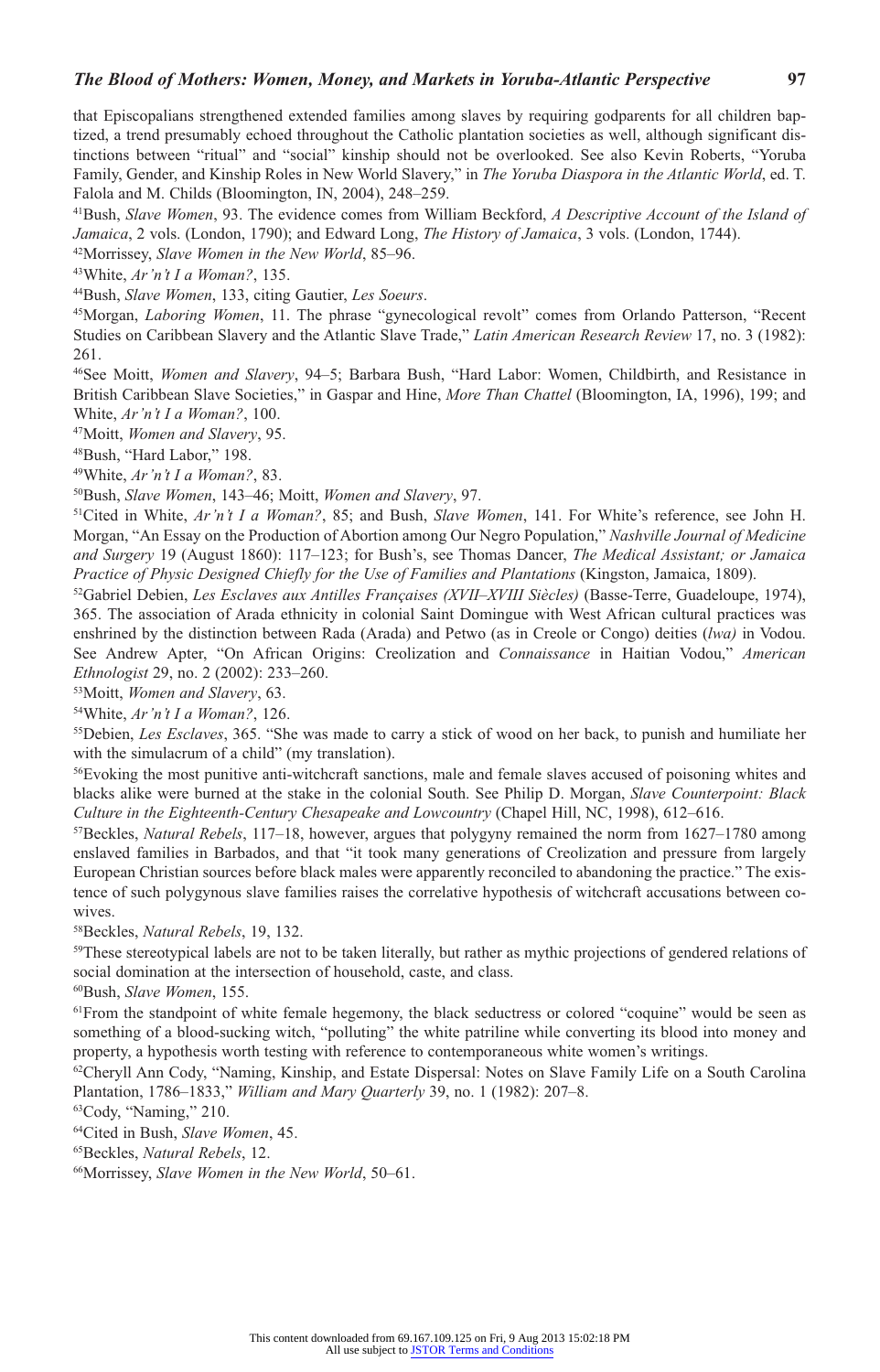that Episcopalians strengthened extended families among slaves by requiring godparents for all children baptized, a trend presumably echoed throughout the Catholic plantation societies as well, although significant distinctions between "ritual" and "social" kinship should not be overlooked. See also Kevin Roberts, "Yoruba Family, Gender, and Kinship Roles in New World Slavery," in *The Yoruba Diaspora in the Atlantic World*, ed. T. Falola and M. Childs (Bloomington, IN, 2004), 248–259.

[41]Bush, *Slave Women*, 93. The evidence comes from William Beckford, *A Descriptive Account of the Island of Jamaica*, 2 vols. (London, 1790); and Edward Long, *The History of Jamaica*, 3 vols. (London, 1744).

[42]Morrissey, *Slave Women in the New World*, 85–96.

[43]White, *Ar'n't I a Woman?*, 135.

[44]Bush, *Slave Women*, 133, citing Gautier, *Les Soeurs*.

[45]Morgan, *Laboring Women*, 11. The phrase "gynecological revolt" comes from Orlando Patterson, "Recent Studies on Caribbean Slavery and the Atlantic Slave Trade," *Latin American Research Review* 17, no. 3 (1982): 261.

[46]See Moitt, *Women and Slavery*, 94–5; Barbara Bush, "Hard Labor: Women, Childbirth, and Resistance in British Caribbean Slave Societies," in Gaspar and Hine, *More Than Chattel* (Bloomington, IA, 1996), 199; and White, *Ar'n't I a Woman?*, 100.

[47]Moitt, *Women and Slavery*, 95.

[48]Bush, "Hard Labor," 198.

[49]White, *Ar'n't I a Woman?*, 83.

[50]Bush, *Slave Women*, 143–46; Moitt, *Women and Slavery*, 97.

[51]Cited in White, *Ar'n't I a Woman?*, 85; and Bush, *Slave Women*, 141. For White's reference, see John H. Morgan, "An Essay on the Production of Abortion among Our Negro Population," *Nashville Journal of Medicine and Surgery* 19 (August 1860): 117–123; for Bush's, see Thomas Dancer, *The Medical Assistant; or Jamaica Practice of Physic Designed Chiefly for the Use of Families and Plantations* (Kingston, Jamaica, 1809).

[52]Gabriel Debien, *Les Esclaves aux Antilles Françaises (XVII–XVIII Siècles)* (Basse-Terre, Guadeloupe, 1974), 365. The association of Arada ethnicity in colonial Saint Domingue with West African cultural practices was enshrined by the distinction between Rada (Arada) and Petwo (as in Creole or Congo) deities (*lwa)* in Vodou. See Andrew Apter, "On African Origins: Creolization and *Connaissance* in Haitian Vodou," *American Ethnologist* 29, no. 2 (2002): 233–260.

[53]Moitt, *Women and Slavery*, 63.

[54]White, *Ar'n't I a Woman?*, 126.

[55]Debien, *Les Esclaves*, 365. "She was made to carry a stick of wood on her back, to punish and humiliate her with the simulacrum of a child" (my translation).

[56]Evoking the most punitive anti-witchcraft sanctions, male and female slaves accused of poisoning whites and blacks alike were burned at the stake in the colonial South. See Philip D. Morgan, *Slave Counterpoint: Black Culture in the Eighteenth-Century Chesapeake and Lowcountry* (Chapel Hill, NC, 1998), 612–616.

[57]Beckles, *Natural Rebels*, 117–18, however, argues that polygyny remained the norm from 1627–1780 among enslaved families in Barbados, and that "it took many generations of Creolization and pressure from largely European Christian sources before black males were apparently reconciled to abandoning the practice." The existence of such polygynous slave families raises the correlative hypothesis of witchcraft accusations between co-wives.

[58]Beckles, *Natural Rebels*, 19, 132.

[59]These stereotypical labels are not to be taken literally, but rather as mythic projections of gendered relations of social domination at the intersection of household, caste, and class.

[60]Bush, *Slave Women*, 155.

[61]From the standpoint of white female hegemony, the black seductress or colored "coquine" would be seen as something of a blood-sucking witch, "polluting" the white patriline while converting its blood into money and property, a hypothesis worth testing with reference to contemporaneous white women's writings.

[62]Cheryll Ann Cody, "Naming, Kinship, and Estate Dispersal: Notes on Slave Family Life on a South Carolina Plantation, 1786–1833," *William and Mary Quarterly* 39, no. 1 (1982): 207–8.

[63]Cody, "Naming," 210.

[64]Cited in Bush, *Slave Women*, 45.

[65]Beckles, *Natural Rebels*, 12.

[66]Morrissey, *Slave Women in the New World*, 50–61.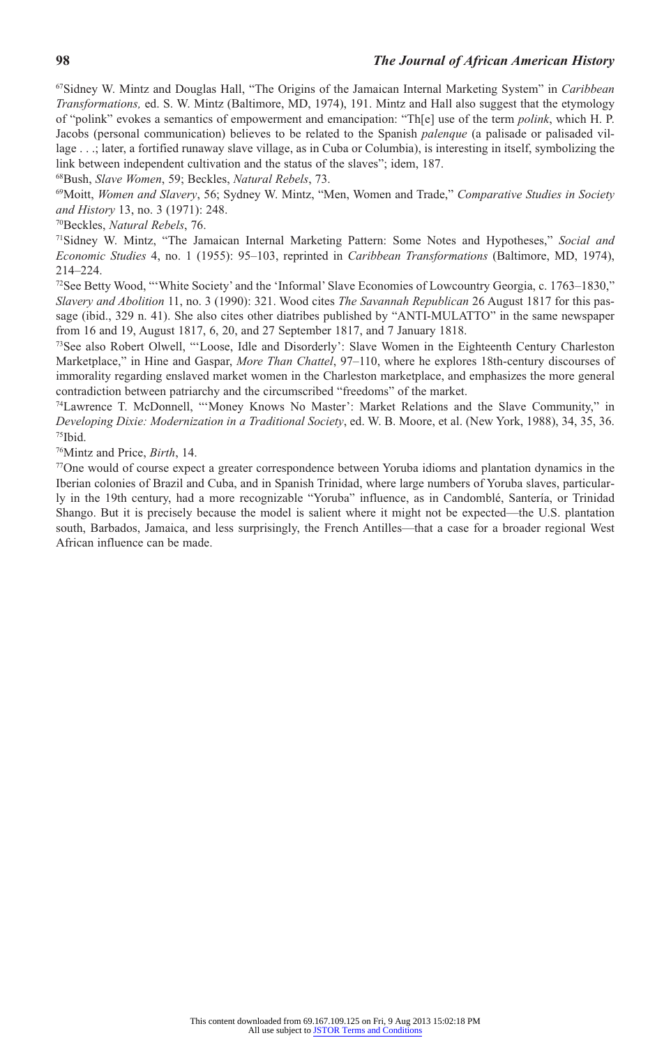[67]Sidney W. Mintz and Douglas Hall, "The Origins of the Jamaican Internal Marketing System" in *Caribbean Transformations,* ed. S. W. Mintz (Baltimore, MD, 1974), 191. Mintz and Hall also suggest that the etymology of "polink" evokes a semantics of empowerment and emancipation: "Th[e] use of the term *polink*, which H. P. Jacobs (personal communication) believes to be related to the Spanish *palenque* (a palisade or palisaded village . . .; later, a fortified runaway slave village, as in Cuba or Columbia), is interesting in itself, symbolizing the link between independent cultivation and the status of the slaves"; idem, 187.

[68]Bush, *Slave Women*, 59; Beckles, *Natural Rebels*, 73.

[69]Moitt, *Women and Slavery*, 56; Sydney W. Mintz, "Men, Women and Trade," *Comparative Studies in Society and History* 13, no. 3 (1971): 248.

[70]Beckles, *Natural Rebels*, 76.

[71]Sidney W. Mintz, "The Jamaican Internal Marketing Pattern: Some Notes and Hypotheses," *Social and Economic Studies* 4, no. 1 (1955): 95–103, reprinted in *Caribbean Transformations* (Baltimore, MD, 1974), 214–224.

[72]See Betty Wood, "'White Society' and the 'Informal' Slave Economies of Lowcountry Georgia, c. 1763–1830," *Slavery and Abolition* 11, no. 3 (1990): 321. Wood cites *The Savannah Republican* 26 August 1817 for this passage (ibid., 329 n. 41). She also cites other diatribes published by "ANTI-MULATTO" in the same newspaper from 16 and 19, August 1817, 6, 20, and 27 September 1817, and 7 January 1818.

[73]See also Robert Olwell, "'Loose, Idle and Disorderly': Slave Women in the Eighteenth Century Charleston Marketplace," in Hine and Gaspar, *More Than Chattel*, 97–110, where he explores 18th-century discourses of immorality regarding enslaved market women in the Charleston marketplace, and emphasizes the more general contradiction between patriarchy and the circumscribed "freedoms" of the market.

[74]Lawrence T. McDonnell, "'Money Knows No Master': Market Relations and the Slave Community," in *Developing Dixie: Modernization in a Traditional Society*, ed. W. B. Moore, et al. (New York, 1988), 34, 35, 36.

[75]Ibid.

[76]Mintz and Price, *Birth*, 14.

[77]One would of course expect a greater correspondence between Yoruba idioms and plantation dynamics in the Iberian colonies of Brazil and Cuba, and in Spanish Trinidad, where large numbers of Yoruba slaves, particularly in the 19th century, had a more recognizable "Yoruba" influence, as in Candomblé, Santería, or Trinidad Shango. But it is precisely because the model is salient where it might not be expected—the U.S. plantation south, Barbados, Jamaica, and less surprisingly, the French Antilles—that a case for a broader regional West African influence can be made.